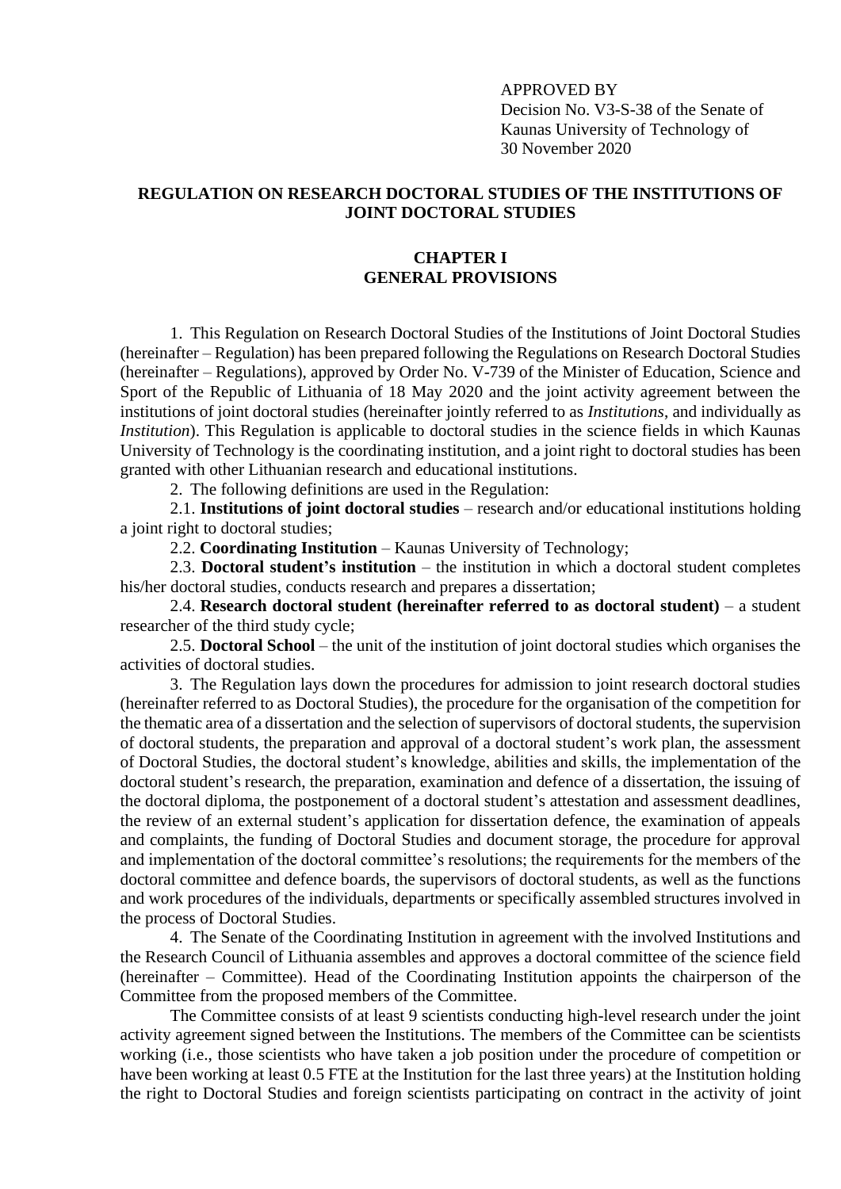APPROVED BY
Decision No. V3-S-38 of the Senate of
Kaunas University of Technology of
30 November 2020

# REGULATION ON RESEARCH DOCTORAL STUDIES OF THE INSTITUTIONS OF JOINT DOCTORAL STUDIES

## CHAPTER I
## GENERAL PROVISIONS

1. This Regulation on Research Doctoral Studies of the Institutions of Joint Doctoral Studies (hereinafter – Regulation) has been prepared following the Regulations on Research Doctoral Studies (hereinafter – Regulations), approved by Order No. V-739 of the Minister of Education, Science and Sport of the Republic of Lithuania of 18 May 2020 and the joint activity agreement between the institutions of joint doctoral studies (hereinafter jointly referred to as *Institutions*, and individually as *Institution*). This Regulation is applicable to doctoral studies in the science fields in which Kaunas University of Technology is the coordinating institution, and a joint right to doctoral studies has been granted with other Lithuanian research and educational institutions.

2. The following definitions are used in the Regulation:

2.1. **Institutions of joint doctoral studies** – research and/or educational institutions holding a joint right to doctoral studies;

2.2. **Coordinating Institution** – Kaunas University of Technology;

2.3. **Doctoral student's institution** – the institution in which a doctoral student completes his/her doctoral studies, conducts research and prepares a dissertation;

2.4. **Research doctoral student (hereinafter referred to as doctoral student)** – a student researcher of the third study cycle;

2.5. **Doctoral School** – the unit of the institution of joint doctoral studies which organises the activities of doctoral studies.

3. The Regulation lays down the procedures for admission to joint research doctoral studies (hereinafter referred to as Doctoral Studies), the procedure for the organisation of the competition for the thematic area of a dissertation and the selection of supervisors of doctoral students, the supervision of doctoral students, the preparation and approval of a doctoral student's work plan, the assessment of Doctoral Studies, the doctoral student's knowledge, abilities and skills, the implementation of the doctoral student's research, the preparation, examination and defence of a dissertation, the issuing of the doctoral diploma, the postponement of a doctoral student's attestation and assessment deadlines, the review of an external student's application for dissertation defence, the examination of appeals and complaints, the funding of Doctoral Studies and document storage, the procedure for approval and implementation of the doctoral committee's resolutions; the requirements for the members of the doctoral committee and defence boards, the supervisors of doctoral students, as well as the functions and work procedures of the individuals, departments or specifically assembled structures involved in the process of Doctoral Studies.

4. The Senate of the Coordinating Institution in agreement with the involved Institutions and the Research Council of Lithuania assembles and approves a doctoral committee of the science field (hereinafter – Committee). Head of the Coordinating Institution appoints the chairperson of the Committee from the proposed members of the Committee.

The Committee consists of at least 9 scientists conducting high-level research under the joint activity agreement signed between the Institutions. The members of the Committee can be scientists working (i.e., those scientists who have taken a job position under the procedure of competition or have been working at least 0.5 FTE at the Institution for the last three years) at the Institution holding the right to Doctoral Studies and foreign scientists participating on contract in the activity of joint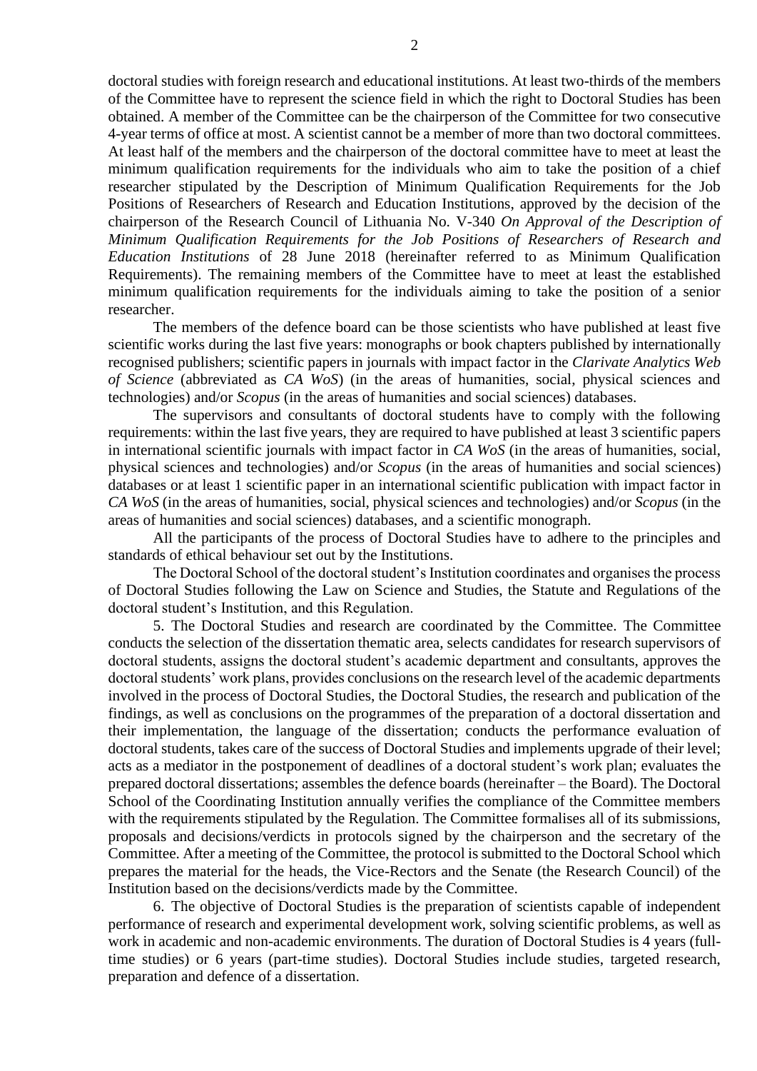doctoral studies with foreign research and educational institutions. At least two-thirds of the members of the Committee have to represent the science field in which the right to Doctoral Studies has been obtained. A member of the Committee can be the chairperson of the Committee for two consecutive 4-year terms of office at most. A scientist cannot be a member of more than two doctoral committees. At least half of the members and the chairperson of the doctoral committee have to meet at least the minimum qualification requirements for the individuals who aim to take the position of a chief researcher stipulated by the Description of Minimum Qualification Requirements for the Job Positions of Researchers of Research and Education Institutions, approved by the decision of the chairperson of the Research Council of Lithuania No. V-340 *On Approval of the Description of Minimum Qualification Requirements for the Job Positions of Researchers of Research and Education Institutions* of 28 June 2018 (hereinafter referred to as Minimum Qualification Requirements). The remaining members of the Committee have to meet at least the established minimum qualification requirements for the individuals aiming to take the position of a senior researcher.

The members of the defence board can be those scientists who have published at least five scientific works during the last five years: monographs or book chapters published by internationally recognised publishers; scientific papers in journals with impact factor in the *Clarivate Analytics Web of Science* (abbreviated as *CA WoS*) (in the areas of humanities, social, physical sciences and technologies) and/or *Scopus* (in the areas of humanities and social sciences) databases.

The supervisors and consultants of doctoral students have to comply with the following requirements: within the last five years, they are required to have published at least 3 scientific papers in international scientific journals with impact factor in *CA WoS* (in the areas of humanities, social, physical sciences and technologies) and/or *Scopus* (in the areas of humanities and social sciences) databases or at least 1 scientific paper in an international scientific publication with impact factor in *CA WoS* (in the areas of humanities, social, physical sciences and technologies) and/or *Scopus* (in the areas of humanities and social sciences) databases, and a scientific monograph.

All the participants of the process of Doctoral Studies have to adhere to the principles and standards of ethical behaviour set out by the Institutions.

The Doctoral School of the doctoral student's Institution coordinates and organises the process of Doctoral Studies following the Law on Science and Studies, the Statute and Regulations of the doctoral student's Institution, and this Regulation.

5. The Doctoral Studies and research are coordinated by the Committee. The Committee conducts the selection of the dissertation thematic area, selects candidates for research supervisors of doctoral students, assigns the doctoral student's academic department and consultants, approves the doctoral students' work plans, provides conclusions on the research level of the academic departments involved in the process of Doctoral Studies, the Doctoral Studies, the research and publication of the findings, as well as conclusions on the programmes of the preparation of a doctoral dissertation and their implementation, the language of the dissertation; conducts the performance evaluation of doctoral students, takes care of the success of Doctoral Studies and implements upgrade of their level; acts as a mediator in the postponement of deadlines of a doctoral student's work plan; evaluates the prepared doctoral dissertations; assembles the defence boards (hereinafter – the Board). The Doctoral School of the Coordinating Institution annually verifies the compliance of the Committee members with the requirements stipulated by the Regulation. The Committee formalises all of its submissions, proposals and decisions/verdicts in protocols signed by the chairperson and the secretary of the Committee. After a meeting of the Committee, the protocol is submitted to the Doctoral School which prepares the material for the heads, the Vice-Rectors and the Senate (the Research Council) of the Institution based on the decisions/verdicts made by the Committee.

6. The objective of Doctoral Studies is the preparation of scientists capable of independent performance of research and experimental development work, solving scientific problems, as well as work in academic and non-academic environments. The duration of Doctoral Studies is 4 years (full-time studies) or 6 years (part-time studies). Doctoral Studies include studies, targeted research, preparation and defence of a dissertation.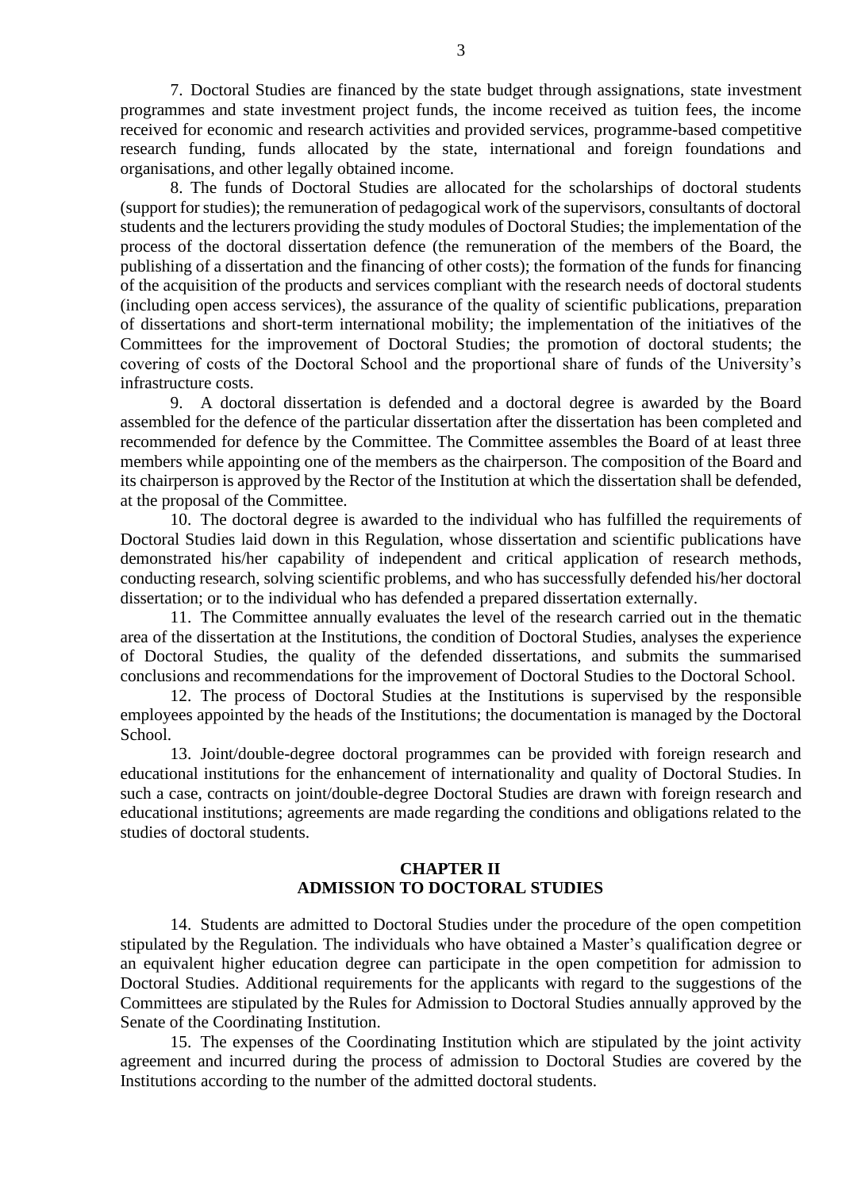7. Doctoral Studies are financed by the state budget through assignations, state investment programmes and state investment project funds, the income received as tuition fees, the income received for economic and research activities and provided services, programme-based competitive research funding, funds allocated by the state, international and foreign foundations and organisations, and other legally obtained income.

8. The funds of Doctoral Studies are allocated for the scholarships of doctoral students (support for studies); the remuneration of pedagogical work of the supervisors, consultants of doctoral students and the lecturers providing the study modules of Doctoral Studies; the implementation of the process of the doctoral dissertation defence (the remuneration of the members of the Board, the publishing of a dissertation and the financing of other costs); the formation of the funds for financing of the acquisition of the products and services compliant with the research needs of doctoral students (including open access services), the assurance of the quality of scientific publications, preparation of dissertations and short-term international mobility; the implementation of the initiatives of the Committees for the improvement of Doctoral Studies; the promotion of doctoral students; the covering of costs of the Doctoral School and the proportional share of funds of the University's infrastructure costs.

9. A doctoral dissertation is defended and a doctoral degree is awarded by the Board assembled for the defence of the particular dissertation after the dissertation has been completed and recommended for defence by the Committee. The Committee assembles the Board of at least three members while appointing one of the members as the chairperson. The composition of the Board and its chairperson is approved by the Rector of the Institution at which the dissertation shall be defended, at the proposal of the Committee.

10. The doctoral degree is awarded to the individual who has fulfilled the requirements of Doctoral Studies laid down in this Regulation, whose dissertation and scientific publications have demonstrated his/her capability of independent and critical application of research methods, conducting research, solving scientific problems, and who has successfully defended his/her doctoral dissertation; or to the individual who has defended a prepared dissertation externally.

11. The Committee annually evaluates the level of the research carried out in the thematic area of the dissertation at the Institutions, the condition of Doctoral Studies, analyses the experience of Doctoral Studies, the quality of the defended dissertations, and submits the summarised conclusions and recommendations for the improvement of Doctoral Studies to the Doctoral School.

12. The process of Doctoral Studies at the Institutions is supervised by the responsible employees appointed by the heads of the Institutions; the documentation is managed by the Doctoral School.

13. Joint/double-degree doctoral programmes can be provided with foreign research and educational institutions for the enhancement of internationality and quality of Doctoral Studies. In such a case, contracts on joint/double-degree Doctoral Studies are drawn with foreign research and educational institutions; agreements are made regarding the conditions and obligations related to the studies of doctoral students.

## CHAPTER II
## ADMISSION TO DOCTORAL STUDIES

14. Students are admitted to Doctoral Studies under the procedure of the open competition stipulated by the Regulation. The individuals who have obtained a Master's qualification degree or an equivalent higher education degree can participate in the open competition for admission to Doctoral Studies. Additional requirements for the applicants with regard to the suggestions of the Committees are stipulated by the Rules for Admission to Doctoral Studies annually approved by the Senate of the Coordinating Institution.

15. The expenses of the Coordinating Institution which are stipulated by the joint activity agreement and incurred during the process of admission to Doctoral Studies are covered by the Institutions according to the number of the admitted doctoral students.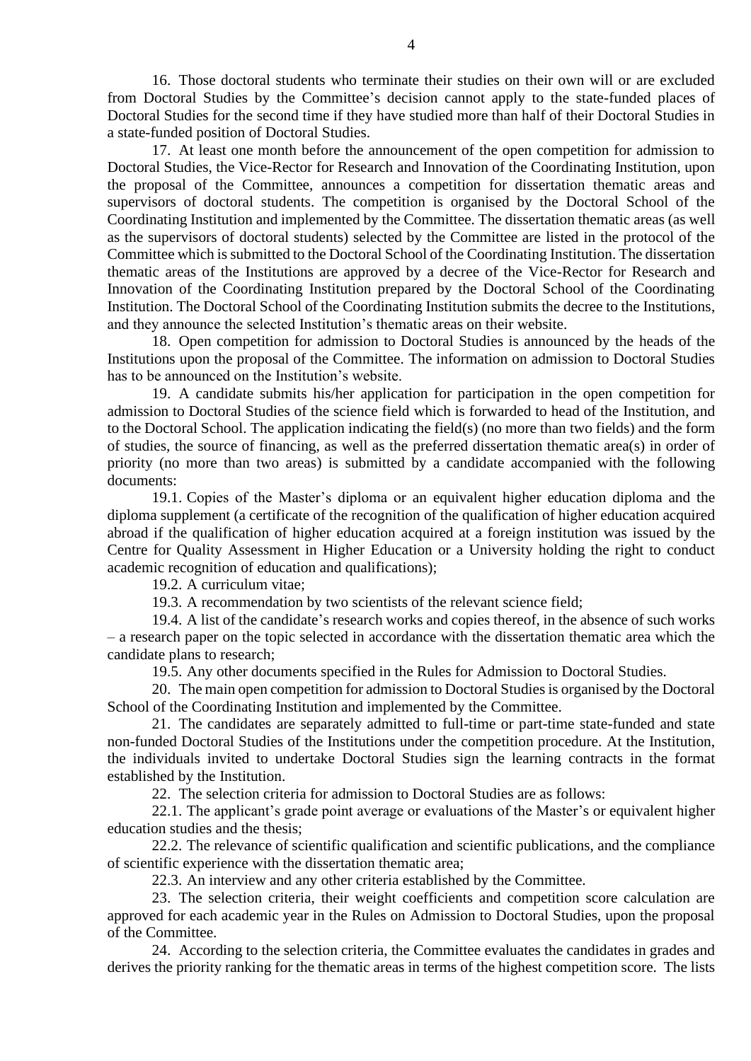16. Those doctoral students who terminate their studies on their own will or are excluded from Doctoral Studies by the Committee's decision cannot apply to the state-funded places of Doctoral Studies for the second time if they have studied more than half of their Doctoral Studies in a state-funded position of Doctoral Studies.

17. At least one month before the announcement of the open competition for admission to Doctoral Studies, the Vice-Rector for Research and Innovation of the Coordinating Institution, upon the proposal of the Committee, announces a competition for dissertation thematic areas and supervisors of doctoral students. The competition is organised by the Doctoral School of the Coordinating Institution and implemented by the Committee. The dissertation thematic areas (as well as the supervisors of doctoral students) selected by the Committee are listed in the protocol of the Committee which is submitted to the Doctoral School of the Coordinating Institution. The dissertation thematic areas of the Institutions are approved by a decree of the Vice-Rector for Research and Innovation of the Coordinating Institution prepared by the Doctoral School of the Coordinating Institution. The Doctoral School of the Coordinating Institution submits the decree to the Institutions, and they announce the selected Institution's thematic areas on their website.

18. Open competition for admission to Doctoral Studies is announced by the heads of the Institutions upon the proposal of the Committee. The information on admission to Doctoral Studies has to be announced on the Institution's website.

19. A candidate submits his/her application for participation in the open competition for admission to Doctoral Studies of the science field which is forwarded to head of the Institution, and to the Doctoral School. The application indicating the field(s) (no more than two fields) and the form of studies, the source of financing, as well as the preferred dissertation thematic area(s) in order of priority (no more than two areas) is submitted by a candidate accompanied with the following documents:

19.1. Copies of the Master's diploma or an equivalent higher education diploma and the diploma supplement (a certificate of the recognition of the qualification of higher education acquired abroad if the qualification of higher education acquired at a foreign institution was issued by the Centre for Quality Assessment in Higher Education or a University holding the right to conduct academic recognition of education and qualifications);

19.2. A curriculum vitae;

19.3. A recommendation by two scientists of the relevant science field;

19.4. A list of the candidate's research works and copies thereof, in the absence of such works – a research paper on the topic selected in accordance with the dissertation thematic area which the candidate plans to research;

19.5. Any other documents specified in the Rules for Admission to Doctoral Studies.

20. The main open competition for admission to Doctoral Studies is organised by the Doctoral School of the Coordinating Institution and implemented by the Committee.

21. The candidates are separately admitted to full-time or part-time state-funded and state non-funded Doctoral Studies of the Institutions under the competition procedure. At the Institution, the individuals invited to undertake Doctoral Studies sign the learning contracts in the format established by the Institution.

22. The selection criteria for admission to Doctoral Studies are as follows:

22.1. The applicant's grade point average or evaluations of the Master's or equivalent higher education studies and the thesis;

22.2. The relevance of scientific qualification and scientific publications, and the compliance of scientific experience with the dissertation thematic area;

22.3. An interview and any other criteria established by the Committee.

23. The selection criteria, their weight coefficients and competition score calculation are approved for each academic year in the Rules on Admission to Doctoral Studies, upon the proposal of the Committee.

24. According to the selection criteria, the Committee evaluates the candidates in grades and derives the priority ranking for the thematic areas in terms of the highest competition score. The lists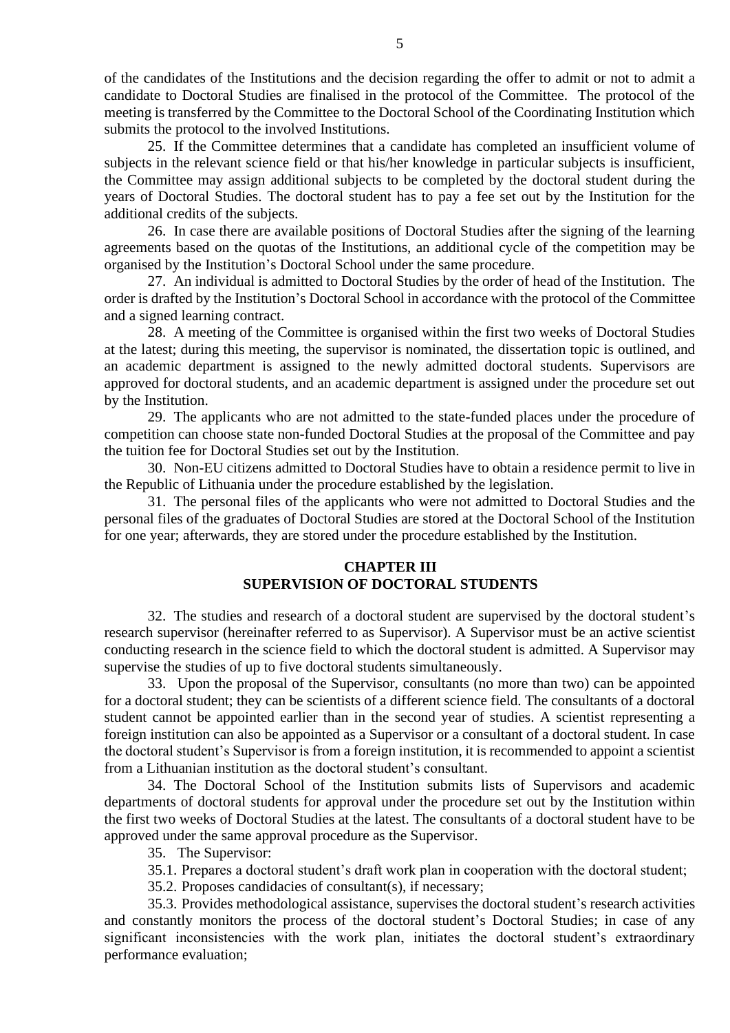of the candidates of the Institutions and the decision regarding the offer to admit or not to admit a candidate to Doctoral Studies are finalised in the protocol of the Committee. The protocol of the meeting is transferred by the Committee to the Doctoral School of the Coordinating Institution which submits the protocol to the involved Institutions.

25. If the Committee determines that a candidate has completed an insufficient volume of subjects in the relevant science field or that his/her knowledge in particular subjects is insufficient, the Committee may assign additional subjects to be completed by the doctoral student during the years of Doctoral Studies. The doctoral student has to pay a fee set out by the Institution for the additional credits of the subjects.

26. In case there are available positions of Doctoral Studies after the signing of the learning agreements based on the quotas of the Institutions, an additional cycle of the competition may be organised by the Institution's Doctoral School under the same procedure.

27. An individual is admitted to Doctoral Studies by the order of head of the Institution. The order is drafted by the Institution's Doctoral School in accordance with the protocol of the Committee and a signed learning contract.

28. A meeting of the Committee is organised within the first two weeks of Doctoral Studies at the latest; during this meeting, the supervisor is nominated, the dissertation topic is outlined, and an academic department is assigned to the newly admitted doctoral students. Supervisors are approved for doctoral students, and an academic department is assigned under the procedure set out by the Institution.

29. The applicants who are not admitted to the state-funded places under the procedure of competition can choose state non-funded Doctoral Studies at the proposal of the Committee and pay the tuition fee for Doctoral Studies set out by the Institution.

30. Non-EU citizens admitted to Doctoral Studies have to obtain a residence permit to live in the Republic of Lithuania under the procedure established by the legislation.

31. The personal files of the applicants who were not admitted to Doctoral Studies and the personal files of the graduates of Doctoral Studies are stored at the Doctoral School of the Institution for one year; afterwards, they are stored under the procedure established by the Institution.

## CHAPTER III
## SUPERVISION OF DOCTORAL STUDENTS

32. The studies and research of a doctoral student are supervised by the doctoral student's research supervisor (hereinafter referred to as Supervisor). A Supervisor must be an active scientist conducting research in the science field to which the doctoral student is admitted. A Supervisor may supervise the studies of up to five doctoral students simultaneously.

33. Upon the proposal of the Supervisor, consultants (no more than two) can be appointed for a doctoral student; they can be scientists of a different science field. The consultants of a doctoral student cannot be appointed earlier than in the second year of studies. A scientist representing a foreign institution can also be appointed as a Supervisor or a consultant of a doctoral student. In case the doctoral student's Supervisor is from a foreign institution, it is recommended to appoint a scientist from a Lithuanian institution as the doctoral student's consultant.

34. The Doctoral School of the Institution submits lists of Supervisors and academic departments of doctoral students for approval under the procedure set out by the Institution within the first two weeks of Doctoral Studies at the latest. The consultants of a doctoral student have to be approved under the same approval procedure as the Supervisor.

35. The Supervisor:

35.1. Prepares a doctoral student's draft work plan in cooperation with the doctoral student;

35.2. Proposes candidacies of consultant(s), if necessary;

35.3. Provides methodological assistance, supervises the doctoral student's research activities and constantly monitors the process of the doctoral student's Doctoral Studies; in case of any significant inconsistencies with the work plan, initiates the doctoral student's extraordinary performance evaluation;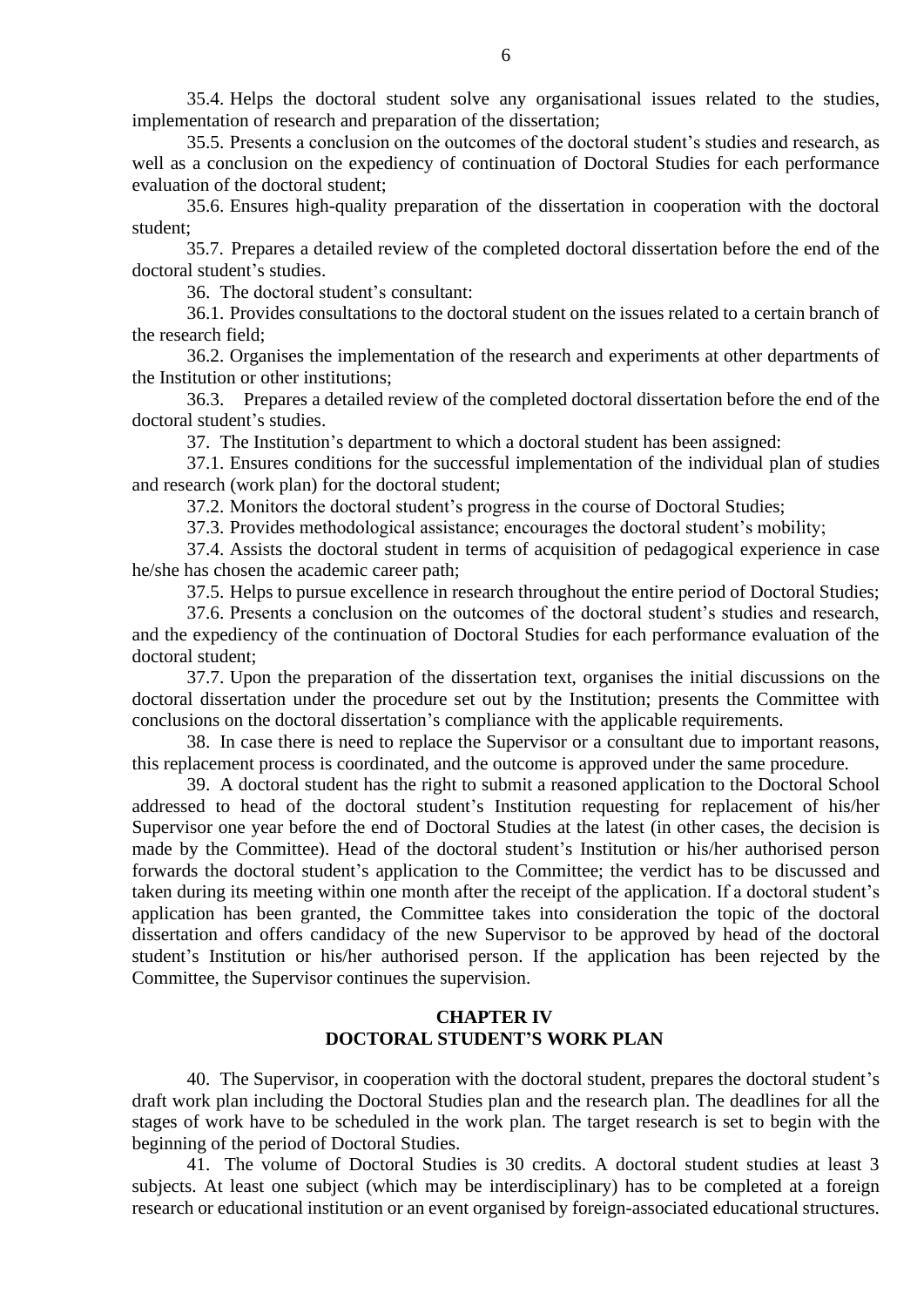35.4. Helps the doctoral student solve any organisational issues related to the studies, implementation of research and preparation of the dissertation;

35.5. Presents a conclusion on the outcomes of the doctoral student's studies and research, as well as a conclusion on the expediency of continuation of Doctoral Studies for each performance evaluation of the doctoral student;

35.6. Ensures high-quality preparation of the dissertation in cooperation with the doctoral student;

35.7. Prepares a detailed review of the completed doctoral dissertation before the end of the doctoral student's studies.

36. The doctoral student's consultant:

36.1. Provides consultations to the doctoral student on the issues related to a certain branch of the research field;

36.2. Organises the implementation of the research and experiments at other departments of the Institution or other institutions;

36.3. Prepares a detailed review of the completed doctoral dissertation before the end of the doctoral student's studies.

37. The Institution's department to which a doctoral student has been assigned:

37.1. Ensures conditions for the successful implementation of the individual plan of studies and research (work plan) for the doctoral student;

37.2. Monitors the doctoral student's progress in the course of Doctoral Studies;

37.3. Provides methodological assistance; encourages the doctoral student's mobility;

37.4. Assists the doctoral student in terms of acquisition of pedagogical experience in case he/she has chosen the academic career path;

37.5. Helps to pursue excellence in research throughout the entire period of Doctoral Studies;

37.6. Presents a conclusion on the outcomes of the doctoral student's studies and research, and the expediency of the continuation of Doctoral Studies for each performance evaluation of the doctoral student;

37.7. Upon the preparation of the dissertation text, organises the initial discussions on the doctoral dissertation under the procedure set out by the Institution; presents the Committee with conclusions on the doctoral dissertation's compliance with the applicable requirements.

38. In case there is need to replace the Supervisor or a consultant due to important reasons, this replacement process is coordinated, and the outcome is approved under the same procedure.

39. A doctoral student has the right to submit a reasoned application to the Doctoral School addressed to head of the doctoral student's Institution requesting for replacement of his/her Supervisor one year before the end of Doctoral Studies at the latest (in other cases, the decision is made by the Committee). Head of the doctoral student's Institution or his/her authorised person forwards the doctoral student's application to the Committee; the verdict has to be discussed and taken during its meeting within one month after the receipt of the application. If a doctoral student's application has been granted, the Committee takes into consideration the topic of the doctoral dissertation and offers candidacy of the new Supervisor to be approved by head of the doctoral student's Institution or his/her authorised person. If the application has been rejected by the Committee, the Supervisor continues the supervision.

## CHAPTER IV
## DOCTORAL STUDENT'S WORK PLAN

40. The Supervisor, in cooperation with the doctoral student, prepares the doctoral student's draft work plan including the Doctoral Studies plan and the research plan. The deadlines for all the stages of work have to be scheduled in the work plan. The target research is set to begin with the beginning of the period of Doctoral Studies.

41. The volume of Doctoral Studies is 30 credits. A doctoral student studies at least 3 subjects. At least one subject (which may be interdisciplinary) has to be completed at a foreign research or educational institution or an event organised by foreign-associated educational structures.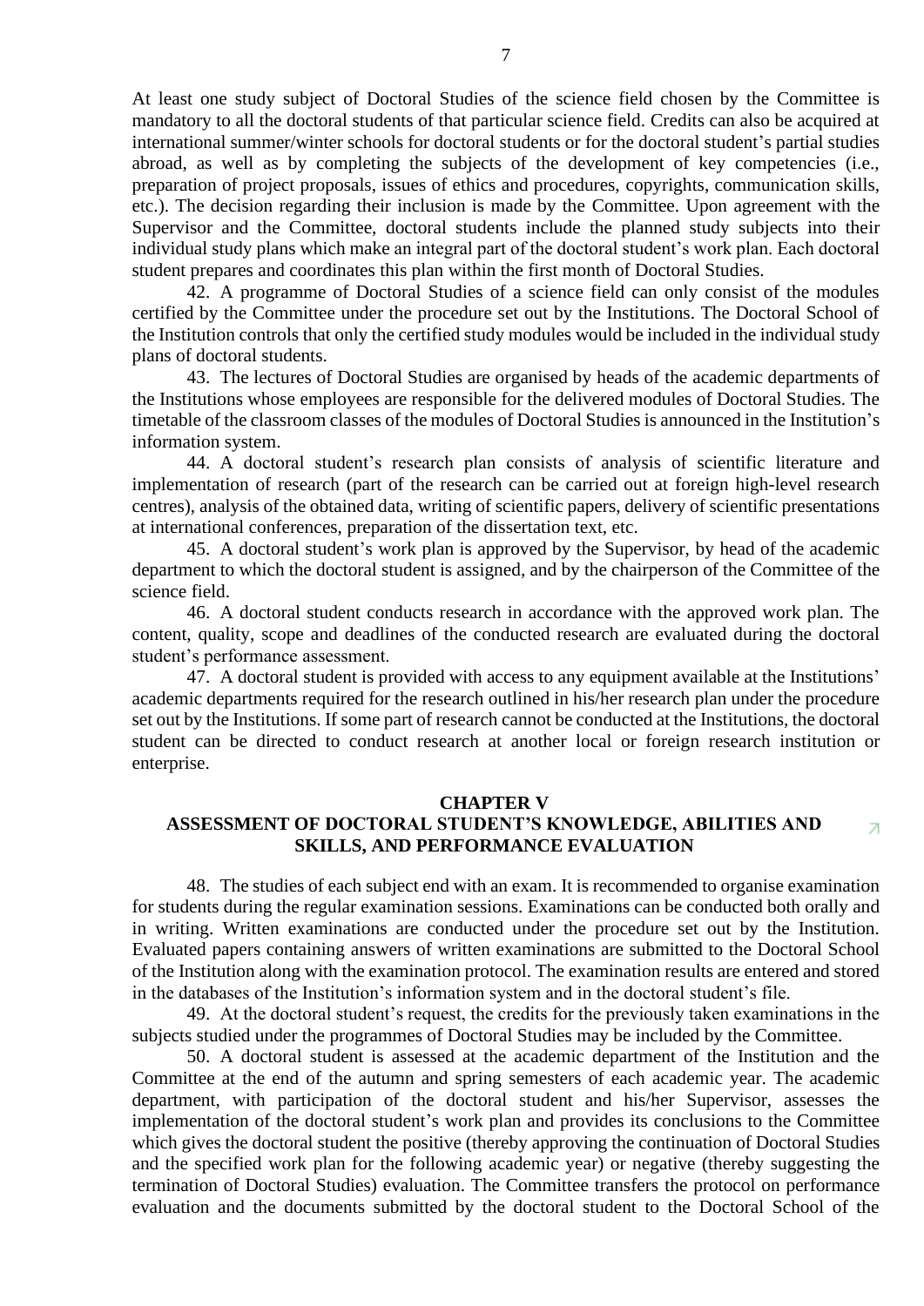At least one study subject of Doctoral Studies of the science field chosen by the Committee is mandatory to all the doctoral students of that particular science field. Credits can also be acquired at international summer/winter schools for doctoral students or for the doctoral student's partial studies abroad, as well as by completing the subjects of the development of key competencies (i.e., preparation of project proposals, issues of ethics and procedures, copyrights, communication skills, etc.). The decision regarding their inclusion is made by the Committee. Upon agreement with the Supervisor and the Committee, doctoral students include the planned study subjects into their individual study plans which make an integral part of the doctoral student's work plan. Each doctoral student prepares and coordinates this plan within the first month of Doctoral Studies.

42. A programme of Doctoral Studies of a science field can only consist of the modules certified by the Committee under the procedure set out by the Institutions. The Doctoral School of the Institution controls that only the certified study modules would be included in the individual study plans of doctoral students.

43. The lectures of Doctoral Studies are organised by heads of the academic departments of the Institutions whose employees are responsible for the delivered modules of Doctoral Studies. The timetable of the classroom classes of the modules of Doctoral Studies is announced in the Institution's information system.

44. A doctoral student's research plan consists of analysis of scientific literature and implementation of research (part of the research can be carried out at foreign high-level research centres), analysis of the obtained data, writing of scientific papers, delivery of scientific presentations at international conferences, preparation of the dissertation text, etc.

45. A doctoral student's work plan is approved by the Supervisor, by head of the academic department to which the doctoral student is assigned, and by the chairperson of the Committee of the science field.

46. A doctoral student conducts research in accordance with the approved work plan. The content, quality, scope and deadlines of the conducted research are evaluated during the doctoral student's performance assessment.

47. A doctoral student is provided with access to any equipment available at the Institutions' academic departments required for the research outlined in his/her research plan under the procedure set out by the Institutions. If some part of research cannot be conducted at the Institutions, the doctoral student can be directed to conduct research at another local or foreign research institution or enterprise.

## CHAPTER V
## ASSESSMENT OF DOCTORAL STUDENT'S KNOWLEDGE, ABILITIES AND SKILLS, AND PERFORMANCE EVALUATION

48. The studies of each subject end with an exam. It is recommended to organise examination for students during the regular examination sessions. Examinations can be conducted both orally and in writing. Written examinations are conducted under the procedure set out by the Institution. Evaluated papers containing answers of written examinations are submitted to the Doctoral School of the Institution along with the examination protocol. The examination results are entered and stored in the databases of the Institution's information system and in the doctoral student's file.

49. At the doctoral student's request, the credits for the previously taken examinations in the subjects studied under the programmes of Doctoral Studies may be included by the Committee.

50. A doctoral student is assessed at the academic department of the Institution and the Committee at the end of the autumn and spring semesters of each academic year. The academic department, with participation of the doctoral student and his/her Supervisor, assesses the implementation of the doctoral student's work plan and provides its conclusions to the Committee which gives the doctoral student the positive (thereby approving the continuation of Doctoral Studies and the specified work plan for the following academic year) or negative (thereby suggesting the termination of Doctoral Studies) evaluation. The Committee transfers the protocol on performance evaluation and the documents submitted by the doctoral student to the Doctoral School of the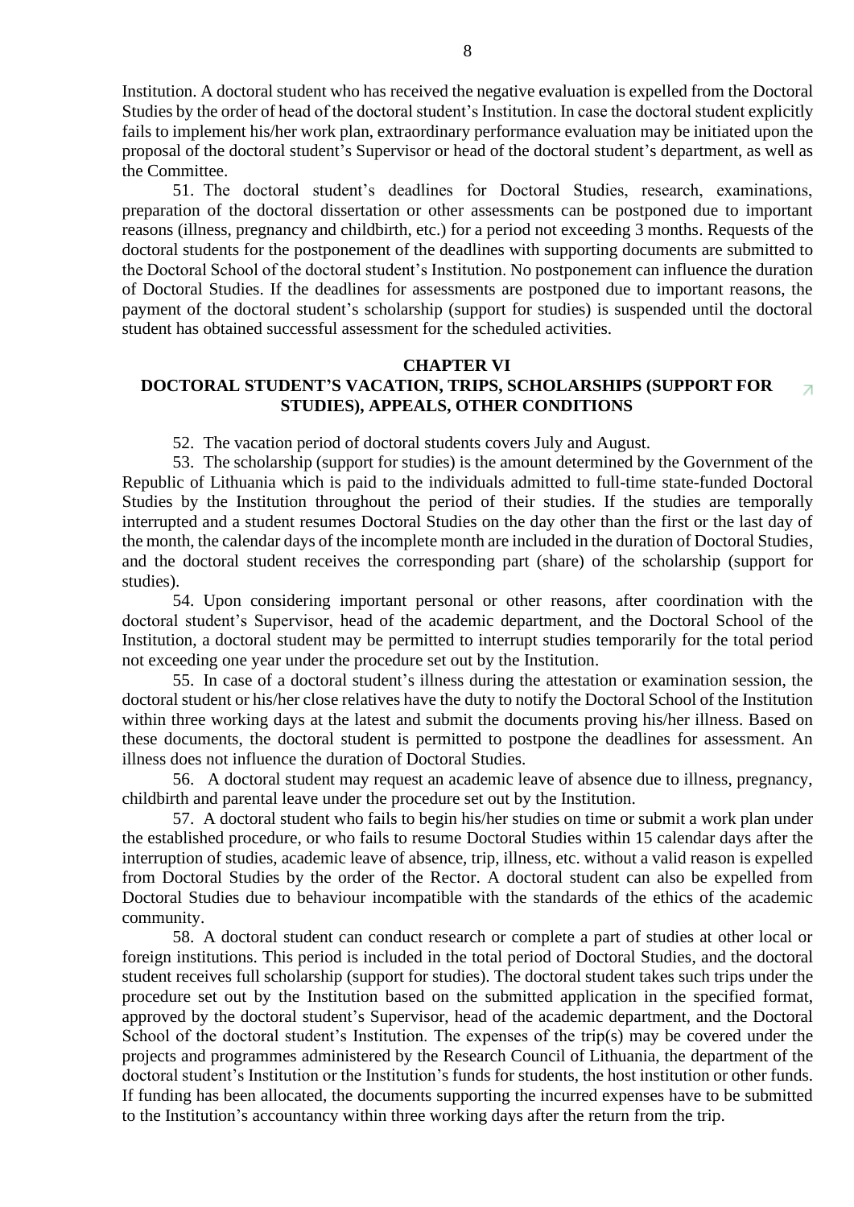Institution. A doctoral student who has received the negative evaluation is expelled from the Doctoral Studies by the order of head of the doctoral student's Institution. In case the doctoral student explicitly fails to implement his/her work plan, extraordinary performance evaluation may be initiated upon the proposal of the doctoral student's Supervisor or head of the doctoral student's department, as well as the Committee.

51. The doctoral student's deadlines for Doctoral Studies, research, examinations, preparation of the doctoral dissertation or other assessments can be postponed due to important reasons (illness, pregnancy and childbirth, etc.) for a period not exceeding 3 months. Requests of the doctoral students for the postponement of the deadlines with supporting documents are submitted to the Doctoral School of the doctoral student's Institution. No postponement can influence the duration of Doctoral Studies. If the deadlines for assessments are postponed due to important reasons, the payment of the doctoral student's scholarship (support for studies) is suspended until the doctoral student has obtained successful assessment for the scheduled activities.

## CHAPTER VI
## DOCTORAL STUDENT'S VACATION, TRIPS, SCHOLARSHIPS (SUPPORT FOR STUDIES), APPEALS, OTHER CONDITIONS

52. The vacation period of doctoral students covers July and August.

53. The scholarship (support for studies) is the amount determined by the Government of the Republic of Lithuania which is paid to the individuals admitted to full-time state-funded Doctoral Studies by the Institution throughout the period of their studies. If the studies are temporally interrupted and a student resumes Doctoral Studies on the day other than the first or the last day of the month, the calendar days of the incomplete month are included in the duration of Doctoral Studies, and the doctoral student receives the corresponding part (share) of the scholarship (support for studies).

54. Upon considering important personal or other reasons, after coordination with the doctoral student's Supervisor, head of the academic department, and the Doctoral School of the Institution, a doctoral student may be permitted to interrupt studies temporarily for the total period not exceeding one year under the procedure set out by the Institution.

55. In case of a doctoral student's illness during the attestation or examination session, the doctoral student or his/her close relatives have the duty to notify the Doctoral School of the Institution within three working days at the latest and submit the documents proving his/her illness. Based on these documents, the doctoral student is permitted to postpone the deadlines for assessment. An illness does not influence the duration of Doctoral Studies.

56. A doctoral student may request an academic leave of absence due to illness, pregnancy, childbirth and parental leave under the procedure set out by the Institution.

57. A doctoral student who fails to begin his/her studies on time or submit a work plan under the established procedure, or who fails to resume Doctoral Studies within 15 calendar days after the interruption of studies, academic leave of absence, trip, illness, etc. without a valid reason is expelled from Doctoral Studies by the order of the Rector. A doctoral student can also be expelled from Doctoral Studies due to behaviour incompatible with the standards of the ethics of the academic community.

58. A doctoral student can conduct research or complete a part of studies at other local or foreign institutions. This period is included in the total period of Doctoral Studies, and the doctoral student receives full scholarship (support for studies). The doctoral student takes such trips under the procedure set out by the Institution based on the submitted application in the specified format, approved by the doctoral student's Supervisor, head of the academic department, and the Doctoral School of the doctoral student's Institution. The expenses of the trip(s) may be covered under the projects and programmes administered by the Research Council of Lithuania, the department of the doctoral student's Institution or the Institution's funds for students, the host institution or other funds. If funding has been allocated, the documents supporting the incurred expenses have to be submitted to the Institution's accountancy within three working days after the return from the trip.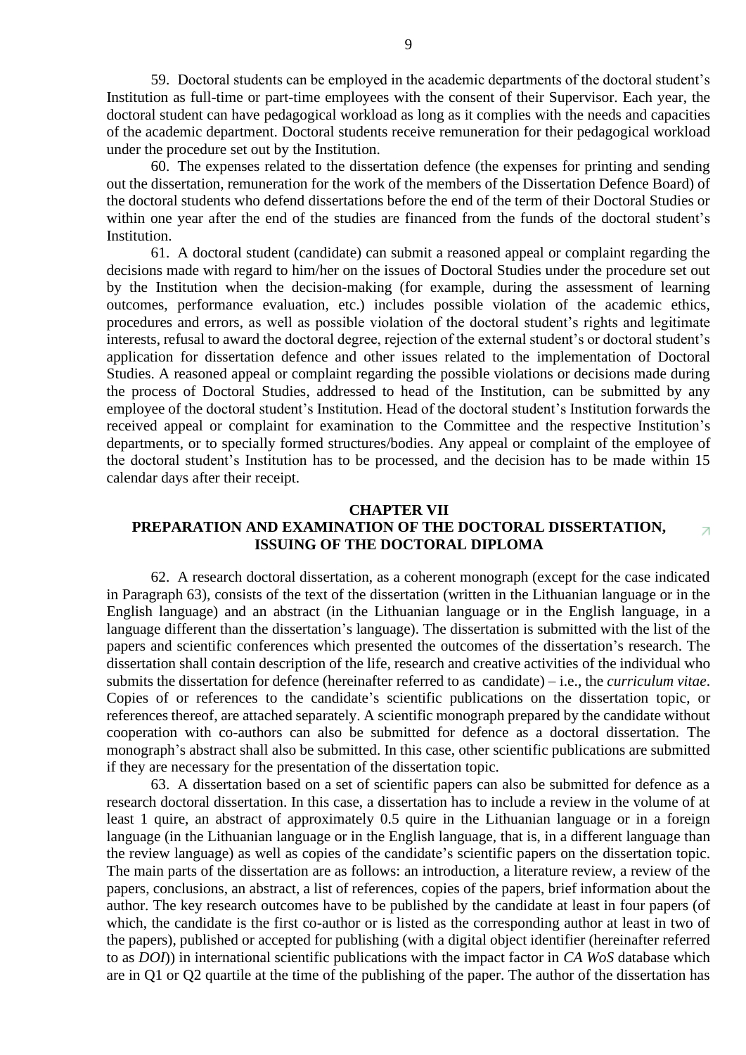59. Doctoral students can be employed in the academic departments of the doctoral student's Institution as full-time or part-time employees with the consent of their Supervisor. Each year, the doctoral student can have pedagogical workload as long as it complies with the needs and capacities of the academic department. Doctoral students receive remuneration for their pedagogical workload under the procedure set out by the Institution.

60. The expenses related to the dissertation defence (the expenses for printing and sending out the dissertation, remuneration for the work of the members of the Dissertation Defence Board) of the doctoral students who defend dissertations before the end of the term of their Doctoral Studies or within one year after the end of the studies are financed from the funds of the doctoral student's Institution.

61. A doctoral student (candidate) can submit a reasoned appeal or complaint regarding the decisions made with regard to him/her on the issues of Doctoral Studies under the procedure set out by the Institution when the decision-making (for example, during the assessment of learning outcomes, performance evaluation, etc.) includes possible violation of the academic ethics, procedures and errors, as well as possible violation of the doctoral student's rights and legitimate interests, refusal to award the doctoral degree, rejection of the external student's or doctoral student's application for dissertation defence and other issues related to the implementation of Doctoral Studies. A reasoned appeal or complaint regarding the possible violations or decisions made during the process of Doctoral Studies, addressed to head of the Institution, can be submitted by any employee of the doctoral student's Institution. Head of the doctoral student's Institution forwards the received appeal or complaint for examination to the Committee and the respective Institution's departments, or to specially formed structures/bodies. Any appeal or complaint of the employee of the doctoral student's Institution has to be processed, and the decision has to be made within 15 calendar days after their receipt.

## CHAPTER VII
## PREPARATION AND EXAMINATION OF THE DOCTORAL DISSERTATION, ISSUING OF THE DOCTORAL DIPLOMA

62. A research doctoral dissertation, as a coherent monograph (except for the case indicated in Paragraph 63), consists of the text of the dissertation (written in the Lithuanian language or in the English language) and an abstract (in the Lithuanian language or in the English language, in a language different than the dissertation's language). The dissertation is submitted with the list of the papers and scientific conferences which presented the outcomes of the dissertation's research. The dissertation shall contain description of the life, research and creative activities of the individual who submits the dissertation for defence (hereinafter referred to as candidate) – i.e., the *curriculum vitae*. Copies of or references to the candidate's scientific publications on the dissertation topic, or references thereof, are attached separately. A scientific monograph prepared by the candidate without cooperation with co-authors can also be submitted for defence as a doctoral dissertation. The monograph's abstract shall also be submitted. In this case, other scientific publications are submitted if they are necessary for the presentation of the dissertation topic.

63. A dissertation based on a set of scientific papers can also be submitted for defence as a research doctoral dissertation. In this case, a dissertation has to include a review in the volume of at least 1 quire, an abstract of approximately 0.5 quire in the Lithuanian language or in a foreign language (in the Lithuanian language or in the English language, that is, in a different language than the review language) as well as copies of the candidate's scientific papers on the dissertation topic. The main parts of the dissertation are as follows: an introduction, a literature review, a review of the papers, conclusions, an abstract, a list of references, copies of the papers, brief information about the author. The key research outcomes have to be published by the candidate at least in four papers (of which, the candidate is the first co-author or is listed as the corresponding author at least in two of the papers), published or accepted for publishing (with a digital object identifier (hereinafter referred to as *DOI*)) in international scientific publications with the impact factor in *CA WoS* database which are in Q1 or Q2 quartile at the time of the publishing of the paper. The author of the dissertation has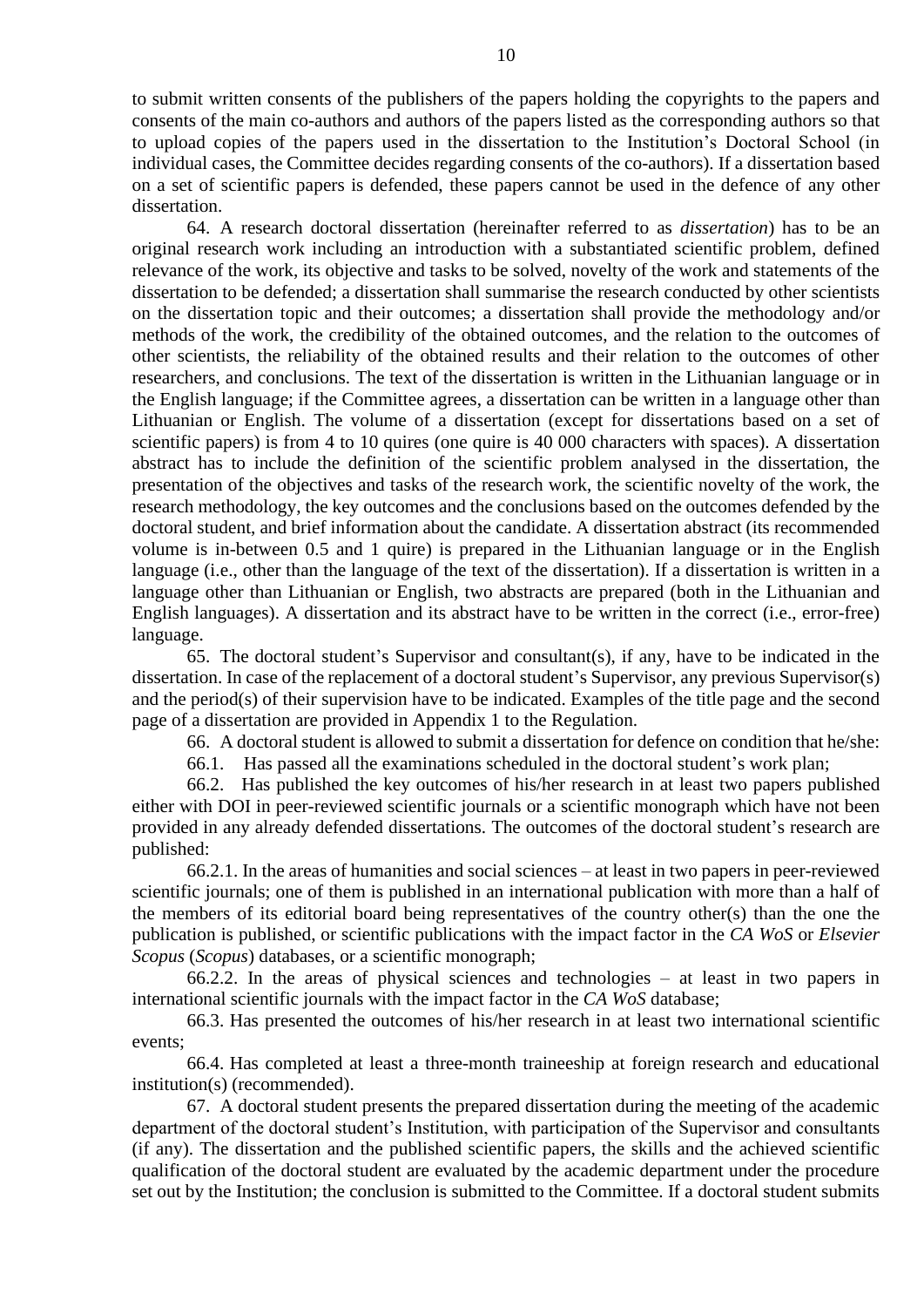to submit written consents of the publishers of the papers holding the copyrights to the papers and consents of the main co-authors and authors of the papers listed as the corresponding authors so that to upload copies of the papers used in the dissertation to the Institution's Doctoral School (in individual cases, the Committee decides regarding consents of the co-authors). If a dissertation based on a set of scientific papers is defended, these papers cannot be used in the defence of any other dissertation.

64. A research doctoral dissertation (hereinafter referred to as *dissertation*) has to be an original research work including an introduction with a substantiated scientific problem, defined relevance of the work, its objective and tasks to be solved, novelty of the work and statements of the dissertation to be defended; a dissertation shall summarise the research conducted by other scientists on the dissertation topic and their outcomes; a dissertation shall provide the methodology and/or methods of the work, the credibility of the obtained outcomes, and the relation to the outcomes of other scientists, the reliability of the obtained results and their relation to the outcomes of other researchers, and conclusions. The text of the dissertation is written in the Lithuanian language or in the English language; if the Committee agrees, a dissertation can be written in a language other than Lithuanian or English. The volume of a dissertation (except for dissertations based on a set of scientific papers) is from 4 to 10 quires (one quire is 40 000 characters with spaces). A dissertation abstract has to include the definition of the scientific problem analysed in the dissertation, the presentation of the objectives and tasks of the research work, the scientific novelty of the work, the research methodology, the key outcomes and the conclusions based on the outcomes defended by the doctoral student, and brief information about the candidate. A dissertation abstract (its recommended volume is in-between 0.5 and 1 quire) is prepared in the Lithuanian language or in the English language (i.e., other than the language of the text of the dissertation). If a dissertation is written in a language other than Lithuanian or English, two abstracts are prepared (both in the Lithuanian and English languages). A dissertation and its abstract have to be written in the correct (i.e., error-free) language.

65. The doctoral student's Supervisor and consultant(s), if any, have to be indicated in the dissertation. In case of the replacement of a doctoral student's Supervisor, any previous Supervisor(s) and the period(s) of their supervision have to be indicated. Examples of the title page and the second page of a dissertation are provided in Appendix 1 to the Regulation.

66. A doctoral student is allowed to submit a dissertation for defence on condition that he/she:

66.1. Has passed all the examinations scheduled in the doctoral student's work plan;

66.2. Has published the key outcomes of his/her research in at least two papers published either with DOI in peer-reviewed scientific journals or a scientific monograph which have not been provided in any already defended dissertations. The outcomes of the doctoral student's research are published:

66.2.1. In the areas of humanities and social sciences – at least in two papers in peer-reviewed scientific journals; one of them is published in an international publication with more than a half of the members of its editorial board being representatives of the country other(s) than the one the publication is published, or scientific publications with the impact factor in the *CA WoS* or *Elsevier Scopus* (*Scopus*) databases, or a scientific monograph;

66.2.2. In the areas of physical sciences and technologies – at least in two papers in international scientific journals with the impact factor in the *CA WoS* database;

66.3. Has presented the outcomes of his/her research in at least two international scientific events;

66.4. Has completed at least a three-month traineeship at foreign research and educational institution(s) (recommended).

67. A doctoral student presents the prepared dissertation during the meeting of the academic department of the doctoral student's Institution, with participation of the Supervisor and consultants (if any). The dissertation and the published scientific papers, the skills and the achieved scientific qualification of the doctoral student are evaluated by the academic department under the procedure set out by the Institution; the conclusion is submitted to the Committee. If a doctoral student submits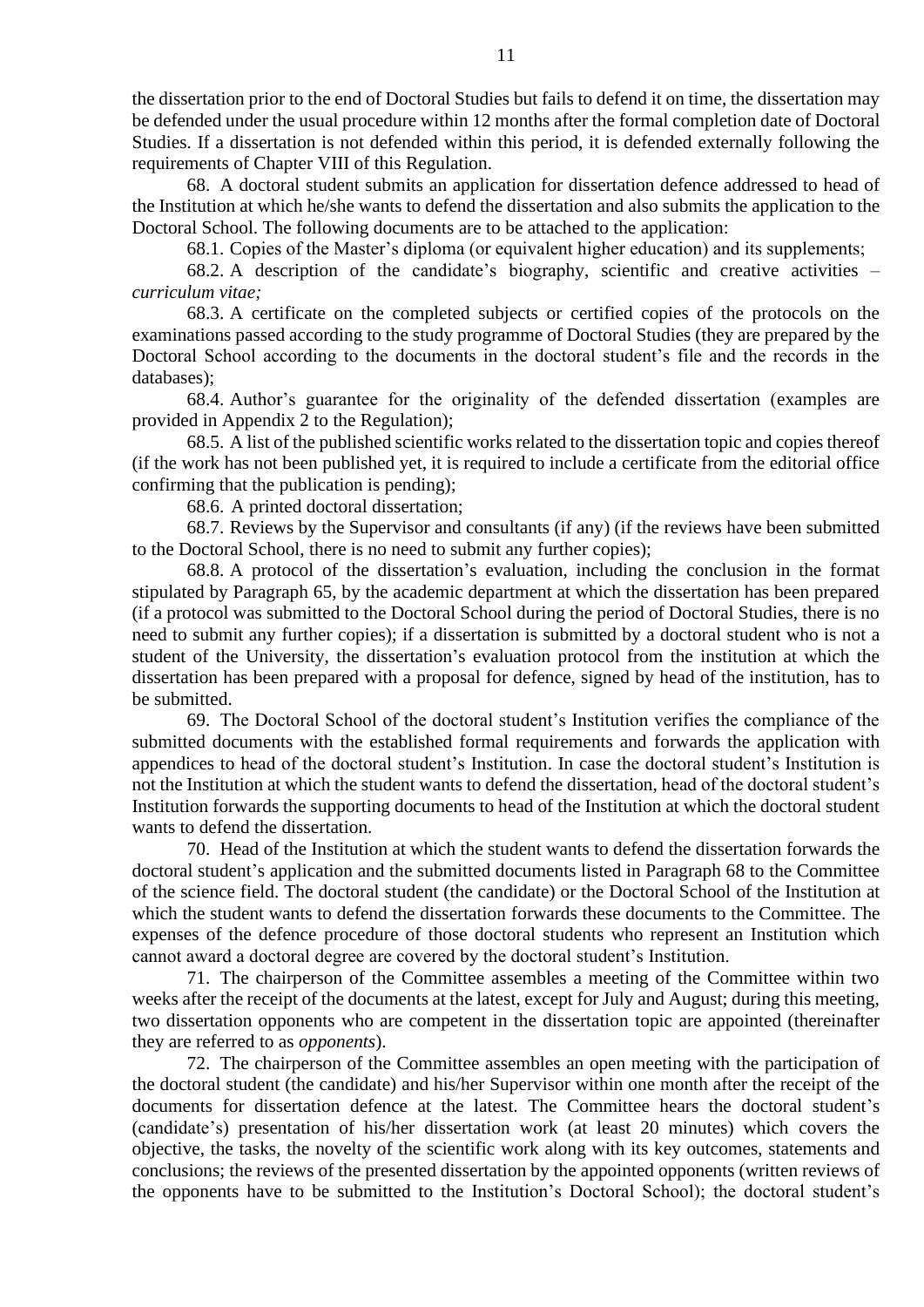the dissertation prior to the end of Doctoral Studies but fails to defend it on time, the dissertation may be defended under the usual procedure within 12 months after the formal completion date of Doctoral Studies. If a dissertation is not defended within this period, it is defended externally following the requirements of Chapter VIII of this Regulation.

68. A doctoral student submits an application for dissertation defence addressed to head of the Institution at which he/she wants to defend the dissertation and also submits the application to the Doctoral School. The following documents are to be attached to the application:

68.1. Copies of the Master's diploma (or equivalent higher education) and its supplements;

68.2. A description of the candidate's biography, scientific and creative activities – *curriculum vitae;*

68.3. A certificate on the completed subjects or certified copies of the protocols on the examinations passed according to the study programme of Doctoral Studies (they are prepared by the Doctoral School according to the documents in the doctoral student's file and the records in the databases);

68.4. Author's guarantee for the originality of the defended dissertation (examples are provided in Appendix 2 to the Regulation);

68.5. A list of the published scientific works related to the dissertation topic and copies thereof (if the work has not been published yet, it is required to include a certificate from the editorial office confirming that the publication is pending);

68.6. A printed doctoral dissertation;

68.7. Reviews by the Supervisor and consultants (if any) (if the reviews have been submitted to the Doctoral School, there is no need to submit any further copies);

68.8. A protocol of the dissertation's evaluation, including the conclusion in the format stipulated by Paragraph 65, by the academic department at which the dissertation has been prepared (if a protocol was submitted to the Doctoral School during the period of Doctoral Studies, there is no need to submit any further copies); if a dissertation is submitted by a doctoral student who is not a student of the University, the dissertation's evaluation protocol from the institution at which the dissertation has been prepared with a proposal for defence, signed by head of the institution, has to be submitted.

69. The Doctoral School of the doctoral student's Institution verifies the compliance of the submitted documents with the established formal requirements and forwards the application with appendices to head of the doctoral student's Institution. In case the doctoral student's Institution is not the Institution at which the student wants to defend the dissertation, head of the doctoral student's Institution forwards the supporting documents to head of the Institution at which the doctoral student wants to defend the dissertation.

70. Head of the Institution at which the student wants to defend the dissertation forwards the doctoral student's application and the submitted documents listed in Paragraph 68 to the Committee of the science field. The doctoral student (the candidate) or the Doctoral School of the Institution at which the student wants to defend the dissertation forwards these documents to the Committee. The expenses of the defence procedure of those doctoral students who represent an Institution which cannot award a doctoral degree are covered by the doctoral student's Institution.

71. The chairperson of the Committee assembles a meeting of the Committee within two weeks after the receipt of the documents at the latest, except for July and August; during this meeting, two dissertation opponents who are competent in the dissertation topic are appointed (thereinafter they are referred to as *opponents*).

72. The chairperson of the Committee assembles an open meeting with the participation of the doctoral student (the candidate) and his/her Supervisor within one month after the receipt of the documents for dissertation defence at the latest. The Committee hears the doctoral student's (candidate's) presentation of his/her dissertation work (at least 20 minutes) which covers the objective, the tasks, the novelty of the scientific work along with its key outcomes, statements and conclusions; the reviews of the presented dissertation by the appointed opponents (written reviews of the opponents have to be submitted to the Institution's Doctoral School); the doctoral student's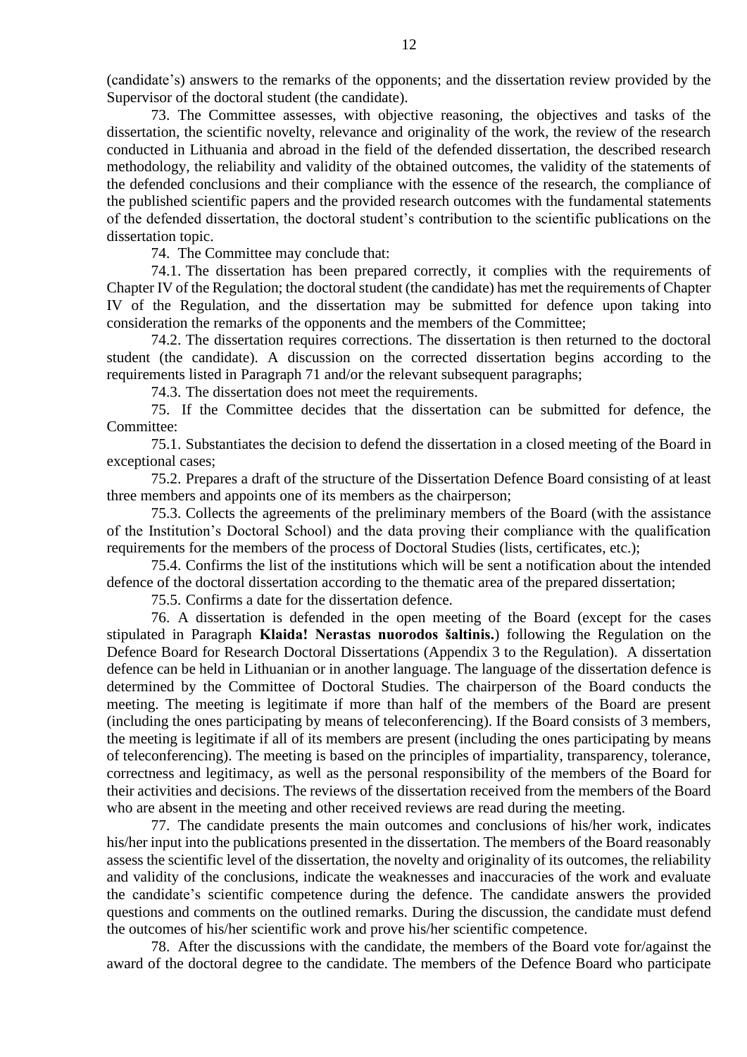(candidate's) answers to the remarks of the opponents; and the dissertation review provided by the Supervisor of the doctoral student (the candidate).

73. The Committee assesses, with objective reasoning, the objectives and tasks of the dissertation, the scientific novelty, relevance and originality of the work, the review of the research conducted in Lithuania and abroad in the field of the defended dissertation, the described research methodology, the reliability and validity of the obtained outcomes, the validity of the statements of the defended conclusions and their compliance with the essence of the research, the compliance of the published scientific papers and the provided research outcomes with the fundamental statements of the defended dissertation, the doctoral student's contribution to the scientific publications on the dissertation topic.

74. The Committee may conclude that:

74.1. The dissertation has been prepared correctly, it complies with the requirements of Chapter IV of the Regulation; the doctoral student (the candidate) has met the requirements of Chapter IV of the Regulation, and the dissertation may be submitted for defence upon taking into consideration the remarks of the opponents and the members of the Committee;

74.2. The dissertation requires corrections. The dissertation is then returned to the doctoral student (the candidate). A discussion on the corrected dissertation begins according to the requirements listed in Paragraph 71 and/or the relevant subsequent paragraphs;

74.3. The dissertation does not meet the requirements.

75. If the Committee decides that the dissertation can be submitted for defence, the Committee:

75.1. Substantiates the decision to defend the dissertation in a closed meeting of the Board in exceptional cases;

75.2. Prepares a draft of the structure of the Dissertation Defence Board consisting of at least three members and appoints one of its members as the chairperson;

75.3. Collects the agreements of the preliminary members of the Board (with the assistance of the Institution's Doctoral School) and the data proving their compliance with the qualification requirements for the members of the process of Doctoral Studies (lists, certificates, etc.);

75.4. Confirms the list of the institutions which will be sent a notification about the intended defence of the doctoral dissertation according to the thematic area of the prepared dissertation;

75.5. Confirms a date for the dissertation defence.

76. A dissertation is defended in the open meeting of the Board (except for the cases stipulated in Paragraph **Klaida! Nerastas nuorodos šaltinis.**) following the Regulation on the Defence Board for Research Doctoral Dissertations (Appendix 3 to the Regulation). A dissertation defence can be held in Lithuanian or in another language. The language of the dissertation defence is determined by the Committee of Doctoral Studies. The chairperson of the Board conducts the meeting. The meeting is legitimate if more than half of the members of the Board are present (including the ones participating by means of teleconferencing). If the Board consists of 3 members, the meeting is legitimate if all of its members are present (including the ones participating by means of teleconferencing). The meeting is based on the principles of impartiality, transparency, tolerance, correctness and legitimacy, as well as the personal responsibility of the members of the Board for their activities and decisions. The reviews of the dissertation received from the members of the Board who are absent in the meeting and other received reviews are read during the meeting.

77. The candidate presents the main outcomes and conclusions of his/her work, indicates his/her input into the publications presented in the dissertation. The members of the Board reasonably assess the scientific level of the dissertation, the novelty and originality of its outcomes, the reliability and validity of the conclusions, indicate the weaknesses and inaccuracies of the work and evaluate the candidate's scientific competence during the defence. The candidate answers the provided questions and comments on the outlined remarks. During the discussion, the candidate must defend the outcomes of his/her scientific work and prove his/her scientific competence.

78. After the discussions with the candidate, the members of the Board vote for/against the award of the doctoral degree to the candidate. The members of the Defence Board who participate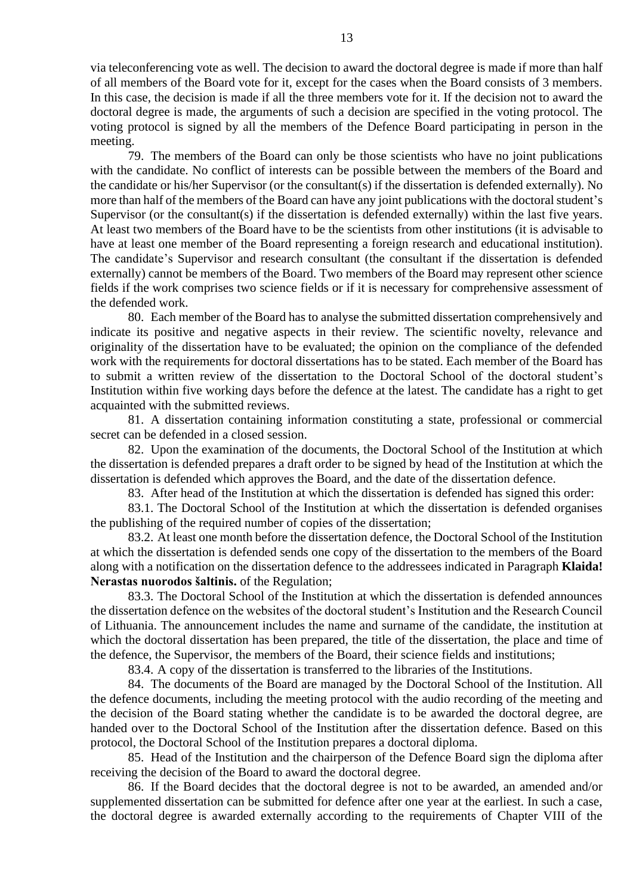via teleconferencing vote as well. The decision to award the doctoral degree is made if more than half of all members of the Board vote for it, except for the cases when the Board consists of 3 members. In this case, the decision is made if all the three members vote for it. If the decision not to award the doctoral degree is made, the arguments of such a decision are specified in the voting protocol. The voting protocol is signed by all the members of the Defence Board participating in person in the meeting.

79. The members of the Board can only be those scientists who have no joint publications with the candidate. No conflict of interests can be possible between the members of the Board and the candidate or his/her Supervisor (or the consultant(s) if the dissertation is defended externally). No more than half of the members of the Board can have any joint publications with the doctoral student's Supervisor (or the consultant(s) if the dissertation is defended externally) within the last five years. At least two members of the Board have to be the scientists from other institutions (it is advisable to have at least one member of the Board representing a foreign research and educational institution). The candidate's Supervisor and research consultant (the consultant if the dissertation is defended externally) cannot be members of the Board. Two members of the Board may represent other science fields if the work comprises two science fields or if it is necessary for comprehensive assessment of the defended work.

80. Each member of the Board has to analyse the submitted dissertation comprehensively and indicate its positive and negative aspects in their review. The scientific novelty, relevance and originality of the dissertation have to be evaluated; the opinion on the compliance of the defended work with the requirements for doctoral dissertations has to be stated. Each member of the Board has to submit a written review of the dissertation to the Doctoral School of the doctoral student's Institution within five working days before the defence at the latest. The candidate has a right to get acquainted with the submitted reviews.

81. A dissertation containing information constituting a state, professional or commercial secret can be defended in a closed session.

82. Upon the examination of the documents, the Doctoral School of the Institution at which the dissertation is defended prepares a draft order to be signed by head of the Institution at which the dissertation is defended which approves the Board, and the date of the dissertation defence.

83. After head of the Institution at which the dissertation is defended has signed this order:

83.1. The Doctoral School of the Institution at which the dissertation is defended organises the publishing of the required number of copies of the dissertation;

83.2. At least one month before the dissertation defence, the Doctoral School of the Institution at which the dissertation is defended sends one copy of the dissertation to the members of the Board along with a notification on the dissertation defence to the addressees indicated in Paragraph **Klaida! Nerastas nuorodos šaltinis.** of the Regulation;

83.3. The Doctoral School of the Institution at which the dissertation is defended announces the dissertation defence on the websites of the doctoral student's Institution and the Research Council of Lithuania. The announcement includes the name and surname of the candidate, the institution at which the doctoral dissertation has been prepared, the title of the dissertation, the place and time of the defence, the Supervisor, the members of the Board, their science fields and institutions;

83.4. A copy of the dissertation is transferred to the libraries of the Institutions.

84. The documents of the Board are managed by the Doctoral School of the Institution. All the defence documents, including the meeting protocol with the audio recording of the meeting and the decision of the Board stating whether the candidate is to be awarded the doctoral degree, are handed over to the Doctoral School of the Institution after the dissertation defence. Based on this protocol, the Doctoral School of the Institution prepares a doctoral diploma.

85. Head of the Institution and the chairperson of the Defence Board sign the diploma after receiving the decision of the Board to award the doctoral degree.

86. If the Board decides that the doctoral degree is not to be awarded, an amended and/or supplemented dissertation can be submitted for defence after one year at the earliest. In such a case, the doctoral degree is awarded externally according to the requirements of Chapter VIII of the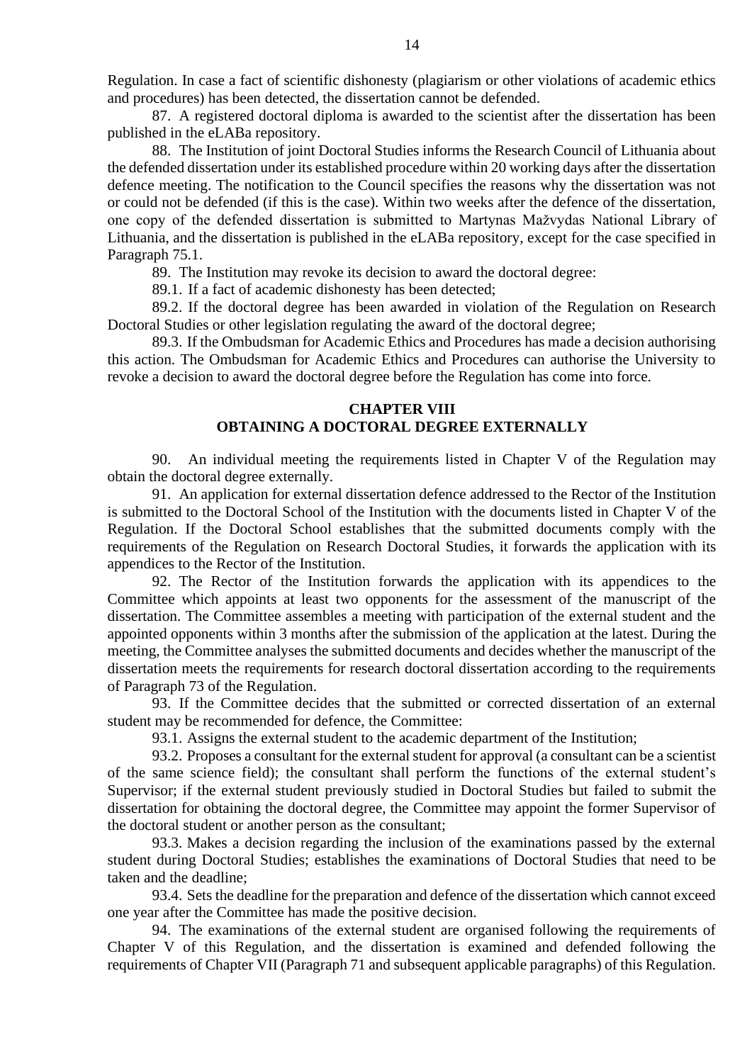Regulation. In case a fact of scientific dishonesty (plagiarism or other violations of academic ethics and procedures) has been detected, the dissertation cannot be defended.

87. A registered doctoral diploma is awarded to the scientist after the dissertation has been published in the eLABa repository.

88. The Institution of joint Doctoral Studies informs the Research Council of Lithuania about the defended dissertation under its established procedure within 20 working days after the dissertation defence meeting. The notification to the Council specifies the reasons why the dissertation was not or could not be defended (if this is the case). Within two weeks after the defence of the dissertation, one copy of the defended dissertation is submitted to Martynas Mažvydas National Library of Lithuania, and the dissertation is published in the eLABa repository, except for the case specified in Paragraph 75.1.

89. The Institution may revoke its decision to award the doctoral degree:

89.1. If a fact of academic dishonesty has been detected;

89.2. If the doctoral degree has been awarded in violation of the Regulation on Research Doctoral Studies or other legislation regulating the award of the doctoral degree;

89.3. If the Ombudsman for Academic Ethics and Procedures has made a decision authorising this action. The Ombudsman for Academic Ethics and Procedures can authorise the University to revoke a decision to award the doctoral degree before the Regulation has come into force.

## CHAPTER VIII
## OBTAINING A DOCTORAL DEGREE EXTERNALLY

90. An individual meeting the requirements listed in Chapter V of the Regulation may obtain the doctoral degree externally.

91. An application for external dissertation defence addressed to the Rector of the Institution is submitted to the Doctoral School of the Institution with the documents listed in Chapter V of the Regulation. If the Doctoral School establishes that the submitted documents comply with the requirements of the Regulation on Research Doctoral Studies, it forwards the application with its appendices to the Rector of the Institution.

92. The Rector of the Institution forwards the application with its appendices to the Committee which appoints at least two opponents for the assessment of the manuscript of the dissertation. The Committee assembles a meeting with participation of the external student and the appointed opponents within 3 months after the submission of the application at the latest. During the meeting, the Committee analyses the submitted documents and decides whether the manuscript of the dissertation meets the requirements for research doctoral dissertation according to the requirements of Paragraph 73 of the Regulation.

93. If the Committee decides that the submitted or corrected dissertation of an external student may be recommended for defence, the Committee:

93.1. Assigns the external student to the academic department of the Institution;

93.2. Proposes a consultant for the external student for approval (a consultant can be a scientist of the same science field); the consultant shall perform the functions of the external student's Supervisor; if the external student previously studied in Doctoral Studies but failed to submit the dissertation for obtaining the doctoral degree, the Committee may appoint the former Supervisor of the doctoral student or another person as the consultant;

93.3. Makes a decision regarding the inclusion of the examinations passed by the external student during Doctoral Studies; establishes the examinations of Doctoral Studies that need to be taken and the deadline;

93.4. Sets the deadline for the preparation and defence of the dissertation which cannot exceed one year after the Committee has made the positive decision.

94. The examinations of the external student are organised following the requirements of Chapter V of this Regulation, and the dissertation is examined and defended following the requirements of Chapter VII (Paragraph 71 and subsequent applicable paragraphs) of this Regulation.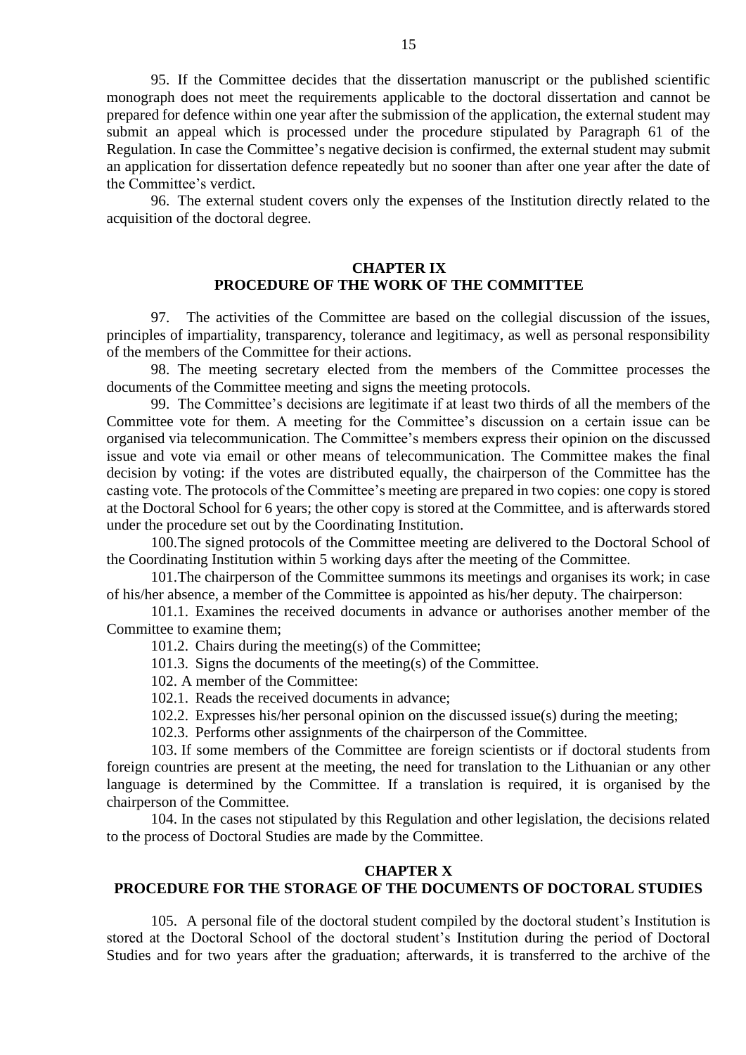95. If the Committee decides that the dissertation manuscript or the published scientific monograph does not meet the requirements applicable to the doctoral dissertation and cannot be prepared for defence within one year after the submission of the application, the external student may submit an appeal which is processed under the procedure stipulated by Paragraph 61 of the Regulation. In case the Committee's negative decision is confirmed, the external student may submit an application for dissertation defence repeatedly but no sooner than after one year after the date of the Committee's verdict.

96. The external student covers only the expenses of the Institution directly related to the acquisition of the doctoral degree.

## CHAPTER IX
## PROCEDURE OF THE WORK OF THE COMMITTEE

97. The activities of the Committee are based on the collegial discussion of the issues, principles of impartiality, transparency, tolerance and legitimacy, as well as personal responsibility of the members of the Committee for their actions.

98. The meeting secretary elected from the members of the Committee processes the documents of the Committee meeting and signs the meeting protocols.

99. The Committee's decisions are legitimate if at least two thirds of all the members of the Committee vote for them. A meeting for the Committee's discussion on a certain issue can be organised via telecommunication. The Committee's members express their opinion on the discussed issue and vote via email or other means of telecommunication. The Committee makes the final decision by voting: if the votes are distributed equally, the chairperson of the Committee has the casting vote. The protocols of the Committee's meeting are prepared in two copies: one copy is stored at the Doctoral School for 6 years; the other copy is stored at the Committee, and is afterwards stored under the procedure set out by the Coordinating Institution.

100. The signed protocols of the Committee meeting are delivered to the Doctoral School of the Coordinating Institution within 5 working days after the meeting of the Committee.

101. The chairperson of the Committee summons its meetings and organises its work; in case of his/her absence, a member of the Committee is appointed as his/her deputy. The chairperson:

101.1. Examines the received documents in advance or authorises another member of the Committee to examine them;

101.2. Chairs during the meeting(s) of the Committee;

101.3. Signs the documents of the meeting(s) of the Committee.

102. A member of the Committee:

102.1. Reads the received documents in advance;

102.2. Expresses his/her personal opinion on the discussed issue(s) during the meeting;

102.3. Performs other assignments of the chairperson of the Committee.

103. If some members of the Committee are foreign scientists or if doctoral students from foreign countries are present at the meeting, the need for translation to the Lithuanian or any other language is determined by the Committee. If a translation is required, it is organised by the chairperson of the Committee.

104. In the cases not stipulated by this Regulation and other legislation, the decisions related to the process of Doctoral Studies are made by the Committee.

## CHAPTER X
## PROCEDURE FOR THE STORAGE OF THE DOCUMENTS OF DOCTORAL STUDIES

105. A personal file of the doctoral student compiled by the doctoral student's Institution is stored at the Doctoral School of the doctoral student's Institution during the period of Doctoral Studies and for two years after the graduation; afterwards, it is transferred to the archive of the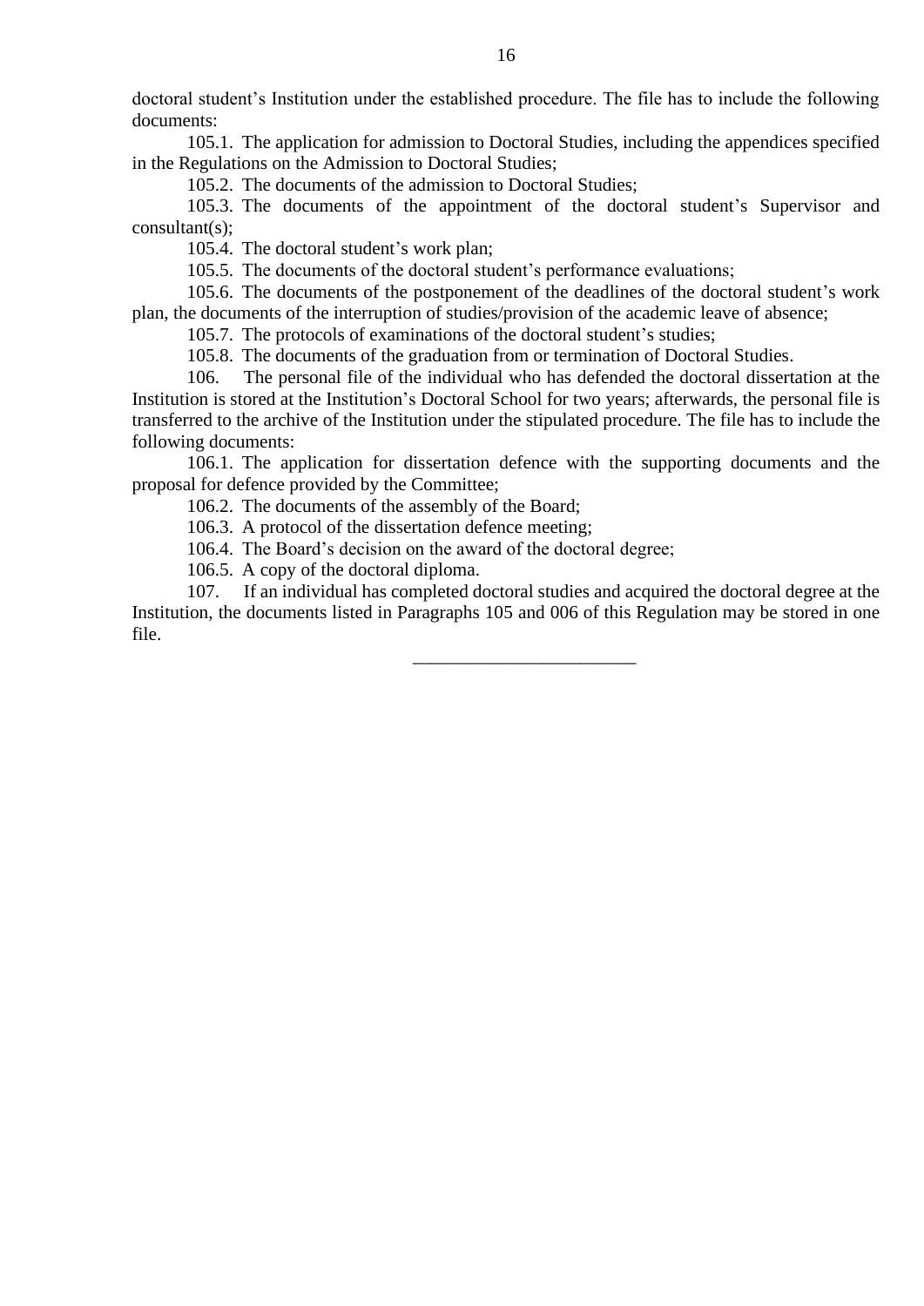doctoral student's Institution under the established procedure. The file has to include the following documents:

105.1. The application for admission to Doctoral Studies, including the appendices specified in the Regulations on the Admission to Doctoral Studies;

105.2. The documents of the admission to Doctoral Studies;

105.3. The documents of the appointment of the doctoral student's Supervisor and consultant(s);

105.4. The doctoral student's work plan;

105.5. The documents of the doctoral student's performance evaluations;

105.6. The documents of the postponement of the deadlines of the doctoral student's work plan, the documents of the interruption of studies/provision of the academic leave of absence;

105.7. The protocols of examinations of the doctoral student's studies;

105.8. The documents of the graduation from or termination of Doctoral Studies.

106. The personal file of the individual who has defended the doctoral dissertation at the Institution is stored at the Institution's Doctoral School for two years; afterwards, the personal file is transferred to the archive of the Institution under the stipulated procedure. The file has to include the following documents:

106.1. The application for dissertation defence with the supporting documents and the proposal for defence provided by the Committee;

106.2. The documents of the assembly of the Board;

106.3. A protocol of the dissertation defence meeting;

106.4. The Board's decision on the award of the doctoral degree;

106.5. A copy of the doctoral diploma.

107. If an individual has completed doctoral studies and acquired the doctoral degree at the Institution, the documents listed in Paragraphs 105 and 006 of this Regulation may be stored in one file.

________________________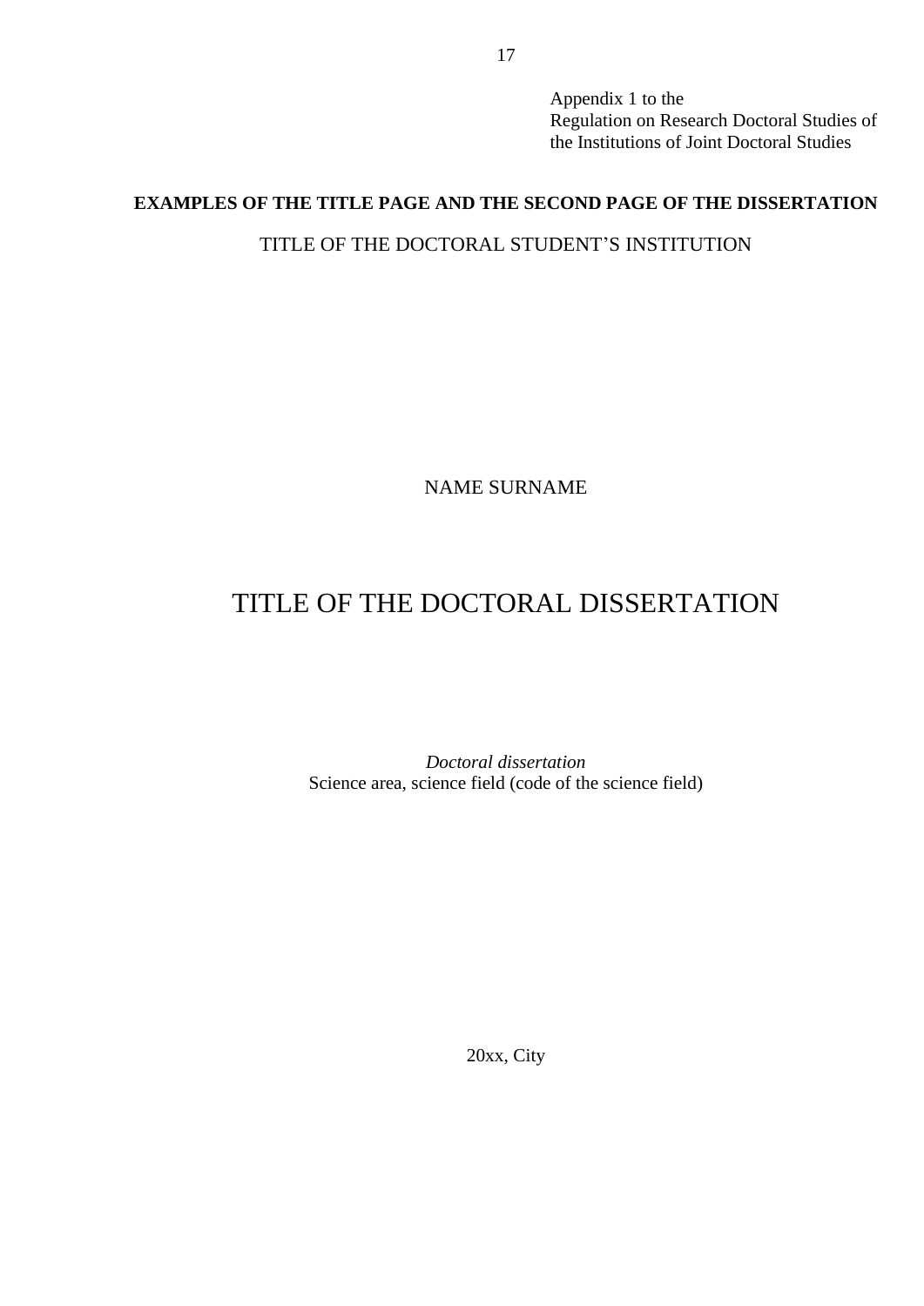Appendix 1 to the
Regulation on Research Doctoral Studies of
the Institutions of Joint Doctoral Studies

**EXAMPLES OF THE TITLE PAGE AND THE SECOND PAGE OF THE DISSERTATION**

TITLE OF THE DOCTORAL STUDENT'S INSTITUTION

NAME SURNAME

# TITLE OF THE DOCTORAL DISSERTATION

*Doctoral dissertation*
Science area, science field (code of the science field)

20xx, City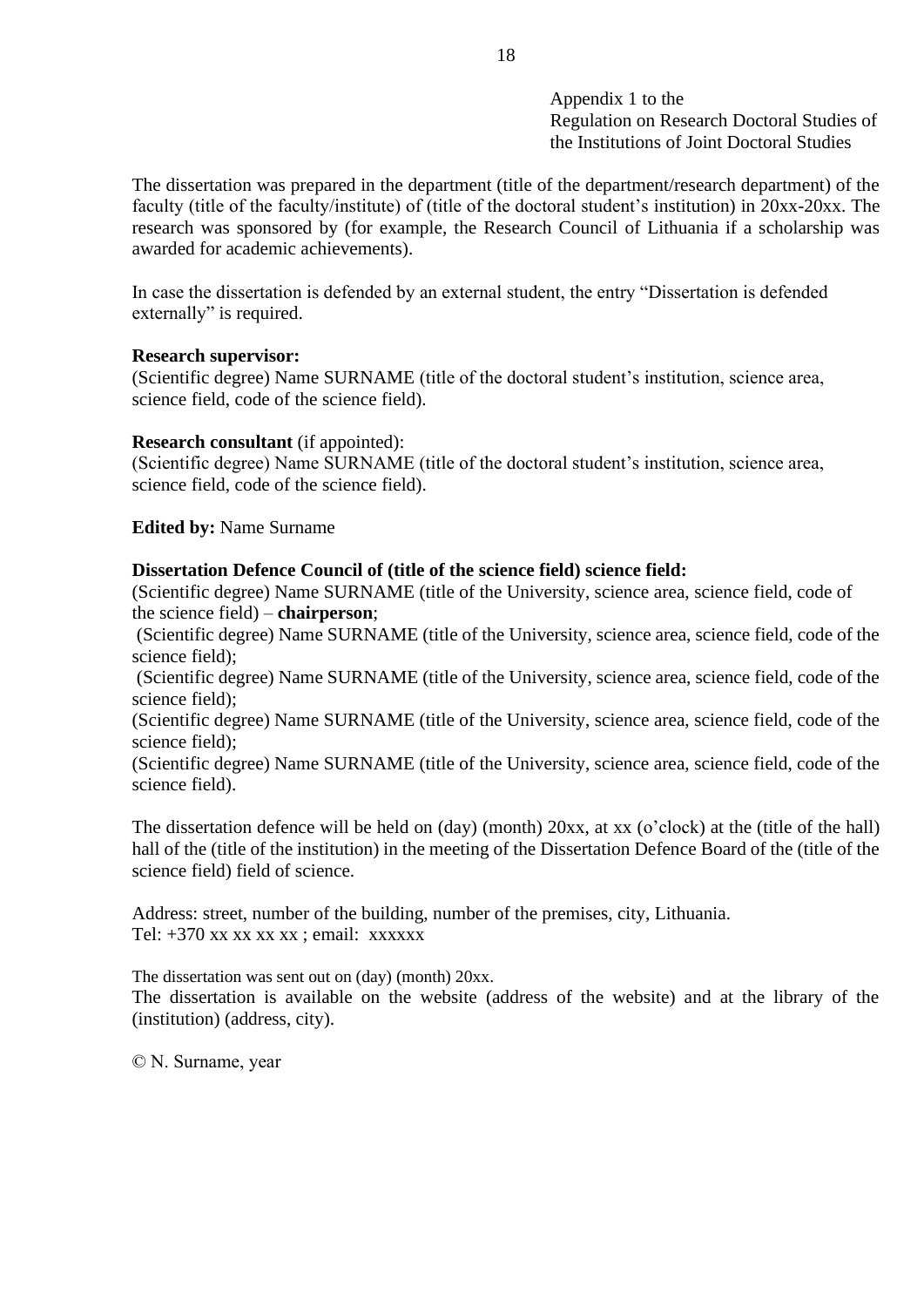Appendix 1 to the
Regulation on Research Doctoral Studies of
the Institutions of Joint Doctoral Studies

The dissertation was prepared in the department (title of the department/research department) of the faculty (title of the faculty/institute) of (title of the doctoral student's institution) in 20xx-20xx. The research was sponsored by (for example, the Research Council of Lithuania if a scholarship was awarded for academic achievements).

In case the dissertation is defended by an external student, the entry "Dissertation is defended externally" is required.

**Research supervisor:**
(Scientific degree) Name SURNAME (title of the doctoral student's institution, science area, science field, code of the science field).

**Research consultant** (if appointed):
(Scientific degree) Name SURNAME (title of the doctoral student's institution, science area, science field, code of the science field).

**Edited by:** Name Surname

**Dissertation Defence Council of (title of the science field) science field:**
(Scientific degree) Name SURNAME (title of the University, science area, science field, code of the science field) – **chairperson**;
(Scientific degree) Name SURNAME (title of the University, science area, science field, code of the science field);
(Scientific degree) Name SURNAME (title of the University, science area, science field, code of the science field);
(Scientific degree) Name SURNAME (title of the University, science area, science field, code of the science field);
(Scientific degree) Name SURNAME (title of the University, science area, science field, code of the science field).

The dissertation defence will be held on (day) (month) 20xx, at xx (o'clock) at the (title of the hall) hall of the (title of the institution) in the meeting of the Dissertation Defence Board of the (title of the science field) field of science.

Address: street, number of the building, number of the premises, city, Lithuania.
Tel: +370 xx xx xx xx ; email: xxxxxx

The dissertation was sent out on (day) (month) 20xx.
The dissertation is available on the website (address of the website) and at the library of the (institution) (address, city).

© N. Surname, year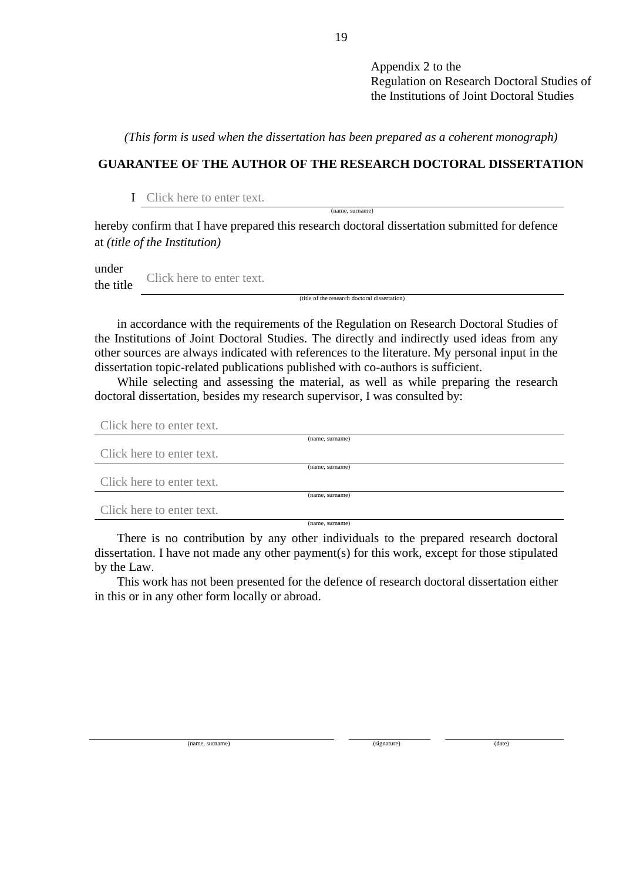Appendix 2 to the
Regulation on Research Doctoral Studies of
the Institutions of Joint Doctoral Studies

*(This form is used when the dissertation has been prepared as a coherent monograph)*

**GUARANTEE OF THE AUTHOR OF THE RESEARCH DOCTORAL DISSERTATION**

I Click here to enter text.
(name, surname)

hereby confirm that I have prepared this research doctoral dissertation submitted for defence at *(title of the Institution)*

under the title Click here to enter text.
(title of the research doctoral dissertation)

in accordance with the requirements of the Regulation on Research Doctoral Studies of the Institutions of Joint Doctoral Studies. The directly and indirectly used ideas from any other sources are always indicated with references to the literature. My personal input in the dissertation topic-related publications published with co-authors is sufficient.

While selecting and assessing the material, as well as while preparing the research doctoral dissertation, besides my research supervisor, I was consulted by:

Click here to enter text.
(name, surname)

Click here to enter text.
(name, surname)

Click here to enter text.
(name, surname)

Click here to enter text.
(name, surname)

There is no contribution by any other individuals to the prepared research doctoral dissertation. I have not made any other payment(s) for this work, except for those stipulated by the Law.

This work has not been presented for the defence of research doctoral dissertation either in this or in any other form locally or abroad.

| (name, surname) | (signature) | (date) |
|---|---|---|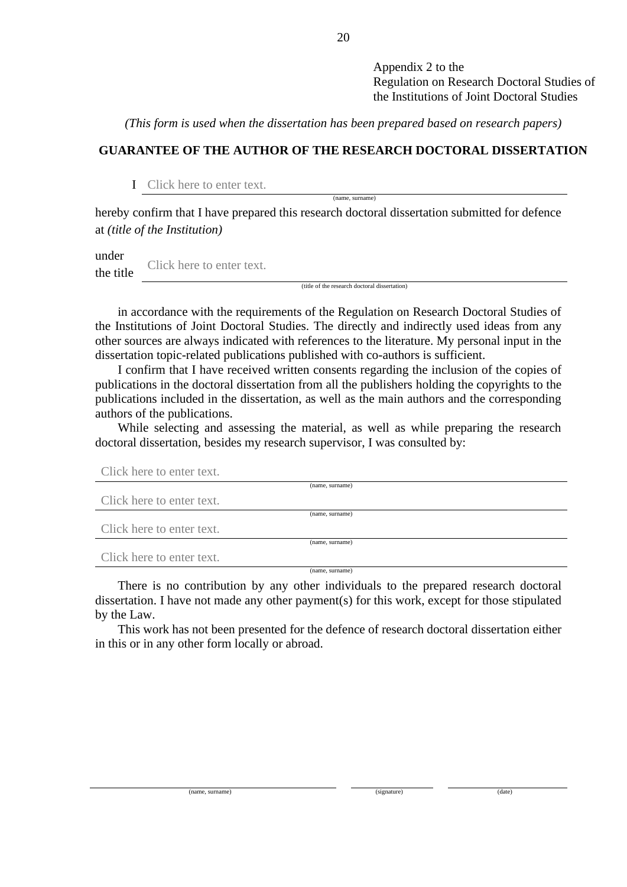Appendix 2 to the
Regulation on Research Doctoral Studies of
the Institutions of Joint Doctoral Studies

*(This form is used when the dissertation has been prepared based on research papers)*

**GUARANTEE OF THE AUTHOR OF THE RESEARCH DOCTORAL DISSERTATION**

I Click here to enter text.
(name, surname)

hereby confirm that I have prepared this research doctoral dissertation submitted for defence at *(title of the Institution)*

under the title Click here to enter text.
(title of the research doctoral dissertation)

in accordance with the requirements of the Regulation on Research Doctoral Studies of the Institutions of Joint Doctoral Studies. The directly and indirectly used ideas from any other sources are always indicated with references to the literature. My personal input in the dissertation topic-related publications published with co-authors is sufficient.

I confirm that I have received written consents regarding the inclusion of the copies of publications in the doctoral dissertation from all the publishers holding the copyrights to the publications included in the dissertation, as well as the main authors and the corresponding authors of the publications.

While selecting and assessing the material, as well as while preparing the research doctoral dissertation, besides my research supervisor, I was consulted by:

Click here to enter text.
(name, surname)

Click here to enter text.
(name, surname)

Click here to enter text.
(name, surname)

Click here to enter text.
(name, surname)

There is no contribution by any other individuals to the prepared research doctoral dissertation. I have not made any other payment(s) for this work, except for those stipulated by the Law.

This work has not been presented for the defence of research doctoral dissertation either in this or in any other form locally or abroad.

(name, surname) (signature) (date)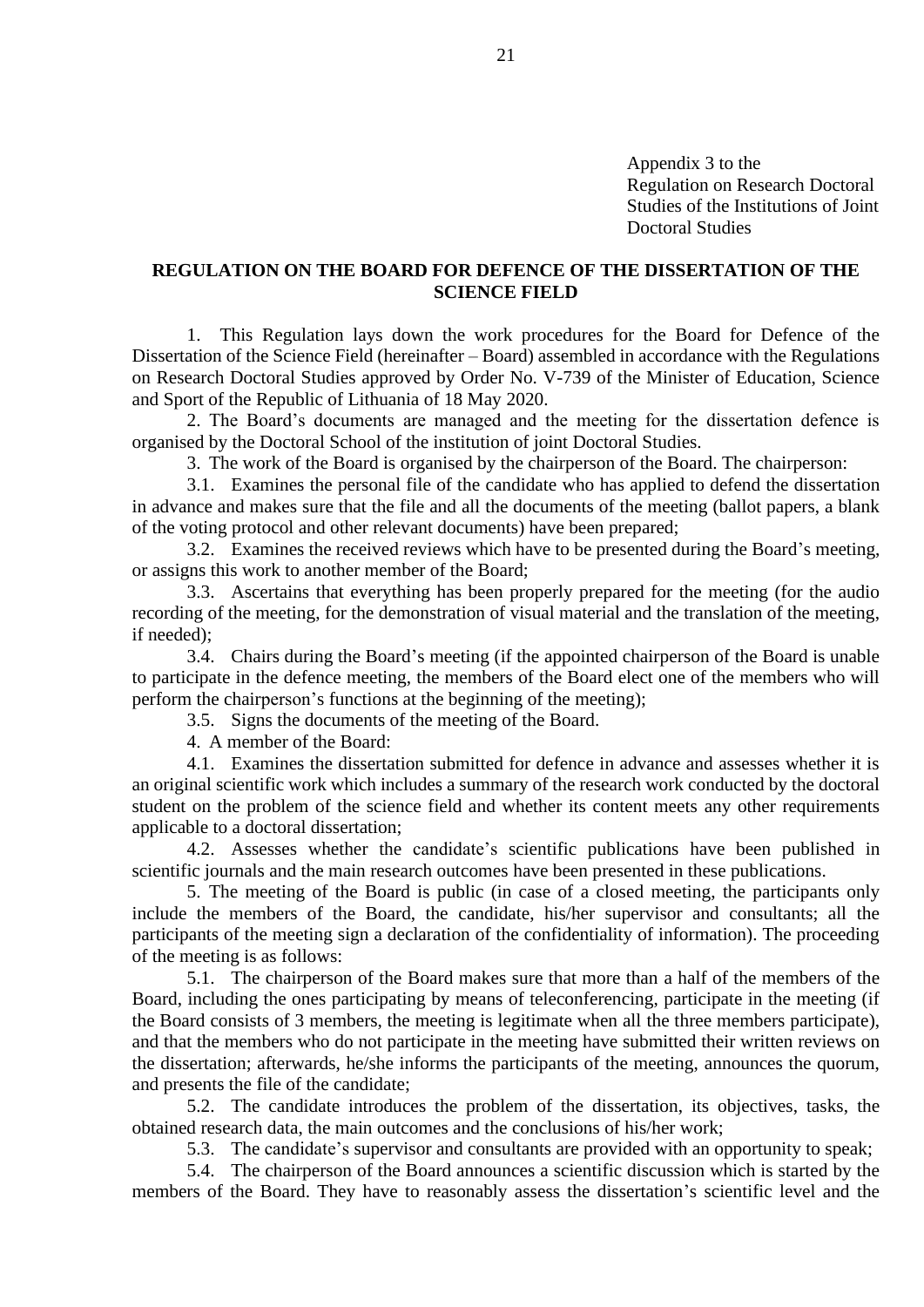Appendix 3 to the
Regulation on Research Doctoral
Studies of the Institutions of Joint
Doctoral Studies

**REGULATION ON THE BOARD FOR DEFENCE OF THE DISSERTATION OF THE SCIENCE FIELD**

1. This Regulation lays down the work procedures for the Board for Defence of the Dissertation of the Science Field (hereinafter – Board) assembled in accordance with the Regulations on Research Doctoral Studies approved by Order No. V-739 of the Minister of Education, Science and Sport of the Republic of Lithuania of 18 May 2020.

2. The Board's documents are managed and the meeting for the dissertation defence is organised by the Doctoral School of the institution of joint Doctoral Studies.

3. The work of the Board is organised by the chairperson of the Board. The chairperson:

3.1. Examines the personal file of the candidate who has applied to defend the dissertation in advance and makes sure that the file and all the documents of the meeting (ballot papers, a blank of the voting protocol and other relevant documents) have been prepared;

3.2. Examines the received reviews which have to be presented during the Board's meeting, or assigns this work to another member of the Board;

3.3. Ascertains that everything has been properly prepared for the meeting (for the audio recording of the meeting, for the demonstration of visual material and the translation of the meeting, if needed);

3.4. Chairs during the Board's meeting (if the appointed chairperson of the Board is unable to participate in the defence meeting, the members of the Board elect one of the members who will perform the chairperson's functions at the beginning of the meeting);

3.5. Signs the documents of the meeting of the Board.

4. A member of the Board:

4.1. Examines the dissertation submitted for defence in advance and assesses whether it is an original scientific work which includes a summary of the research work conducted by the doctoral student on the problem of the science field and whether its content meets any other requirements applicable to a doctoral dissertation;

4.2. Assesses whether the candidate's scientific publications have been published in scientific journals and the main research outcomes have been presented in these publications.

5. The meeting of the Board is public (in case of a closed meeting, the participants only include the members of the Board, the candidate, his/her supervisor and consultants; all the participants of the meeting sign a declaration of the confidentiality of information). The proceeding of the meeting is as follows:

5.1. The chairperson of the Board makes sure that more than a half of the members of the Board, including the ones participating by means of teleconferencing, participate in the meeting (if the Board consists of 3 members, the meeting is legitimate when all the three members participate), and that the members who do not participate in the meeting have submitted their written reviews on the dissertation; afterwards, he/she informs the participants of the meeting, announces the quorum, and presents the file of the candidate;

5.2. The candidate introduces the problem of the dissertation, its objectives, tasks, the obtained research data, the main outcomes and the conclusions of his/her work;

5.3. The candidate's supervisor and consultants are provided with an opportunity to speak;

5.4. The chairperson of the Board announces a scientific discussion which is started by the members of the Board. They have to reasonably assess the dissertation's scientific level and the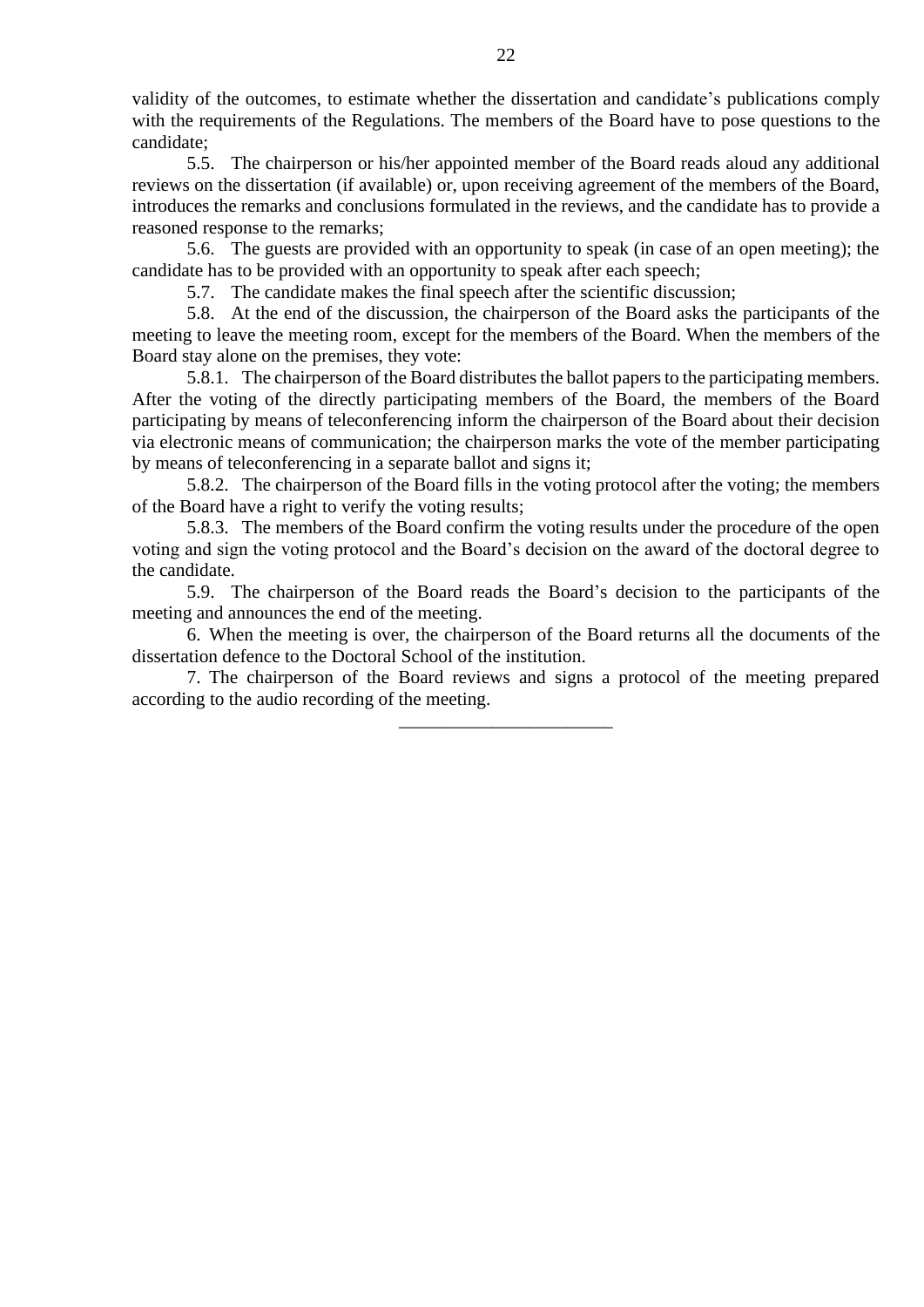validity of the outcomes, to estimate whether the dissertation and candidate's publications comply with the requirements of the Regulations. The members of the Board have to pose questions to the candidate;

5.5. The chairperson or his/her appointed member of the Board reads aloud any additional reviews on the dissertation (if available) or, upon receiving agreement of the members of the Board, introduces the remarks and conclusions formulated in the reviews, and the candidate has to provide a reasoned response to the remarks;

5.6. The guests are provided with an opportunity to speak (in case of an open meeting); the candidate has to be provided with an opportunity to speak after each speech;

5.7. The candidate makes the final speech after the scientific discussion;

5.8. At the end of the discussion, the chairperson of the Board asks the participants of the meeting to leave the meeting room, except for the members of the Board. When the members of the Board stay alone on the premises, they vote:

5.8.1. The chairperson of the Board distributes the ballot papers to the participating members. After the voting of the directly participating members of the Board, the members of the Board participating by means of teleconferencing inform the chairperson of the Board about their decision via electronic means of communication; the chairperson marks the vote of the member participating by means of teleconferencing in a separate ballot and signs it;

5.8.2. The chairperson of the Board fills in the voting protocol after the voting; the members of the Board have a right to verify the voting results;

5.8.3. The members of the Board confirm the voting results under the procedure of the open voting and sign the voting protocol and the Board's decision on the award of the doctoral degree to the candidate.

5.9. The chairperson of the Board reads the Board's decision to the participants of the meeting and announces the end of the meeting.

6. When the meeting is over, the chairperson of the Board returns all the documents of the dissertation defence to the Doctoral School of the institution.

7. The chairperson of the Board reviews and signs a protocol of the meeting prepared according to the audio recording of the meeting.

______________________